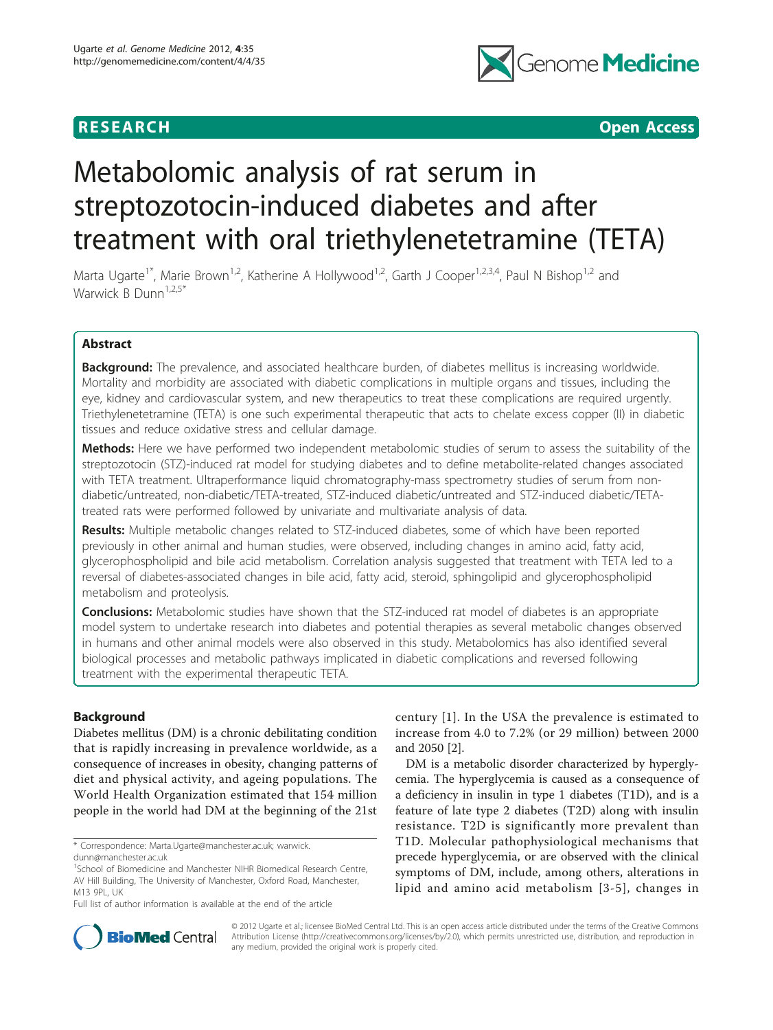RESEARCH Open Access

# Metabolomic analysis of rat serum in streptozotocin-induced diabetes and after treatment with oral triethylenetetramine (TETA)

Marta Ugarte[1*], Marie Brown[1,2], Katherine A Hollywood[1,2], Garth J Cooper[1,2,3,4], Paul N Bishop[1,2] and Warwick B Dunn[1,2,5*]

## Abstract

**Background:** The prevalence, and associated healthcare burden, of diabetes mellitus is increasing worldwide. Mortality and morbidity are associated with diabetic complications in multiple organs and tissues, including the eye, kidney and cardiovascular system, and new therapeutics to treat these complications are required urgently. Triethylenetetramine (TETA) is one such experimental therapeutic that acts to chelate excess copper (II) in diabetic tissues and reduce oxidative stress and cellular damage.

**Methods:** Here we have performed two independent metabolomic studies of serum to assess the suitability of the streptozotocin (STZ)-induced rat model for studying diabetes and to define metabolite-related changes associated with TETA treatment. Ultraperformance liquid chromatography-mass spectrometry studies of serum from non-diabetic/untreated, non-diabetic/TETA-treated, STZ-induced diabetic/untreated and STZ-induced diabetic/TETA-treated rats were performed followed by univariate and multivariate analysis of data.

**Results:** Multiple metabolic changes related to STZ-induced diabetes, some of which have been reported previously in other animal and human studies, were observed, including changes in amino acid, fatty acid, glycerophospholipid and bile acid metabolism. Correlation analysis suggested that treatment with TETA led to a reversal of diabetes-associated changes in bile acid, fatty acid, steroid, sphingolipid and glycerophospholipid metabolism and proteolysis.

**Conclusions:** Metabolomic studies have shown that the STZ-induced rat model of diabetes is an appropriate model system to undertake research into diabetes and potential therapies as several metabolic changes observed in humans and other animal models were also observed in this study. Metabolomics has also identified several biological processes and metabolic pathways implicated in diabetic complications and reversed following treatment with the experimental therapeutic TETA.

## Background

Diabetes mellitus (DM) is a chronic debilitating condition that is rapidly increasing in prevalence worldwide, as a consequence of increases in obesity, changing patterns of diet and physical activity, and ageing populations. The World Health Organization estimated that 154 million people in the world had DM at the beginning of the 21st century [1]. In the USA the prevalence is estimated to increase from 4.0 to 7.2% (or 29 million) between 2000 and 2050 [2].

DM is a metabolic disorder characterized by hyperglycemia. The hyperglycemia is caused as a consequence of a deficiency in insulin in type 1 diabetes (T1D), and is a feature of late type 2 diabetes (T2D) along with insulin resistance. T2D is significantly more prevalent than T1D. Molecular pathophysiological mechanisms that precede hyperglycemia, or are observed with the clinical symptoms of DM, include, among others, alterations in lipid and amino acid metabolism [3-5], changes in

\* Correspondence: Marta.Ugarte@manchester.ac.uk; warwick.dunn@manchester.ac.uk

[1]School of Biomedicine and Manchester NIHR Biomedical Research Centre, AV Hill Building, The University of Manchester, Oxford Road, Manchester, M13 9PL, UK

Full list of author information is available at the end of the article

© 2012 Ugarte et al.; licensee BioMed Central Ltd. This is an open access article distributed under the terms of the Creative Commons Attribution License (http://creativecommons.org/licenses/by/2.0), which permits unrestricted use, distribution, and reproduction in any medium, provided the original work is properly cited.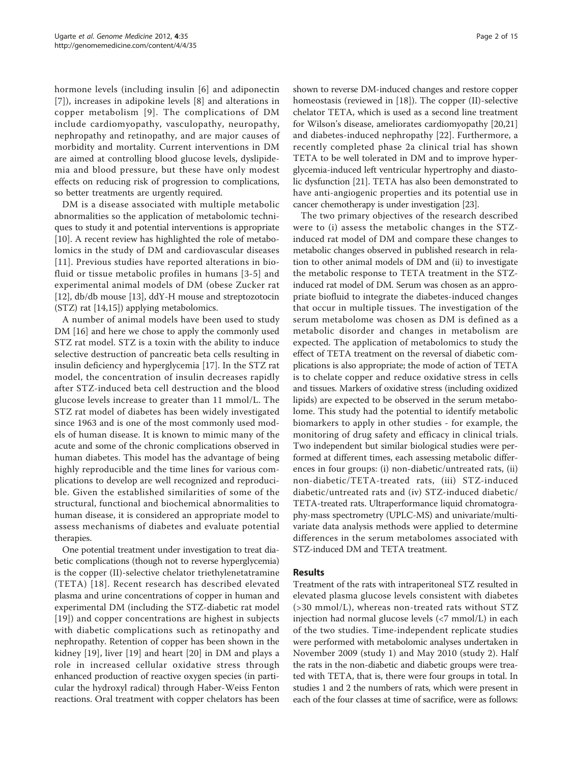hormone levels (including insulin [6] and adiponectin [7]), increases in adipokine levels [8] and alterations in copper metabolism [9]. The complications of DM include cardiomyopathy, vasculopathy, neuropathy, nephropathy and retinopathy, and are major causes of morbidity and mortality. Current interventions in DM are aimed at controlling blood glucose levels, dyslipidemia and blood pressure, but these have only modest effects on reducing risk of progression to complications, so better treatments are urgently required.

DM is a disease associated with multiple metabolic abnormalities so the application of metabolomic techniques to study it and potential interventions is appropriate [10]. A recent review has highlighted the role of metabolomics in the study of DM and cardiovascular diseases [11]. Previous studies have reported alterations in biofluid or tissue metabolic profiles in humans [3-5] and experimental animal models of DM (obese Zucker rat [12], db/db mouse [13], ddY-H mouse and streptozotocin (STZ) rat [14,15]) applying metabolomics.

A number of animal models have been used to study DM [16] and here we chose to apply the commonly used STZ rat model. STZ is a toxin with the ability to induce selective destruction of pancreatic beta cells resulting in insulin deficiency and hyperglycemia [17]. In the STZ rat model, the concentration of insulin decreases rapidly after STZ-induced beta cell destruction and the blood glucose levels increase to greater than 11 mmol/L. The STZ rat model of diabetes has been widely investigated since 1963 and is one of the most commonly used models of human disease. It is known to mimic many of the acute and some of the chronic complications observed in human diabetes. This model has the advantage of being highly reproducible and the time lines for various complications to develop are well recognized and reproducible. Given the established similarities of some of the structural, functional and biochemical abnormalities to human disease, it is considered an appropriate model to assess mechanisms of diabetes and evaluate potential therapies.

One potential treatment under investigation to treat diabetic complications (though not to reverse hyperglycemia) is the copper (II)-selective chelator triethylenetetramine (TETA) [18]. Recent research has described elevated plasma and urine concentrations of copper in human and experimental DM (including the STZ-diabetic rat model [19]) and copper concentrations are highest in subjects with diabetic complications such as retinopathy and nephropathy. Retention of copper has been shown in the kidney [19], liver [19] and heart [20] in DM and plays a role in increased cellular oxidative stress through enhanced production of reactive oxygen species (in particular the hydroxyl radical) through Haber-Weiss Fenton reactions. Oral treatment with copper chelators has been shown to reverse DM-induced changes and restore copper homeostasis (reviewed in [18]). The copper (II)-selective chelator TETA, which is used as a second line treatment for Wilson's disease, ameliorates cardiomyopathy [20,21] and diabetes-induced nephropathy [22]. Furthermore, a recently completed phase 2a clinical trial has shown TETA to be well tolerated in DM and to improve hyperglycemia-induced left ventricular hypertrophy and diastolic dysfunction [21]. TETA has also been demonstrated to have anti-angiogenic properties and its potential use in cancer chemotherapy is under investigation [23].

The two primary objectives of the research described were to (i) assess the metabolic changes in the STZ-induced rat model of DM and compare these changes to metabolic changes observed in published research in relation to other animal models of DM and (ii) to investigate the metabolic response to TETA treatment in the STZ-induced rat model of DM. Serum was chosen as an appropriate biofluid to integrate the diabetes-induced changes that occur in multiple tissues. The investigation of the serum metabolome was chosen as DM is defined as a metabolic disorder and changes in metabolism are expected. The application of metabolomics to study the effect of TETA treatment on the reversal of diabetic complications is also appropriate; the mode of action of TETA is to chelate copper and reduce oxidative stress in cells and tissues. Markers of oxidative stress (including oxidized lipids) are expected to be observed in the serum metabolome. This study had the potential to identify metabolic biomarkers to apply in other studies - for example, the monitoring of drug safety and efficacy in clinical trials. Two independent but similar biological studies were performed at different times, each assessing metabolic differences in four groups: (i) non-diabetic/untreated rats, (ii) non-diabetic/TETA-treated rats, (iii) STZ-induced diabetic/untreated rats and (iv) STZ-induced diabetic/TETA-treated rats. Ultraperformance liquid chromatography-mass spectrometry (UPLC-MS) and univariate/multivariate data analysis methods were applied to determine differences in the serum metabolomes associated with STZ-induced DM and TETA treatment.

## Results

Treatment of the rats with intraperitoneal STZ resulted in elevated plasma glucose levels consistent with diabetes (>30 mmol/L), whereas non-treated rats without STZ injection had normal glucose levels (<7 mmol/L) in each of the two studies. Time-independent replicate studies were performed with metabolomic analyses undertaken in November 2009 (study 1) and May 2010 (study 2). Half the rats in the non-diabetic and diabetic groups were treated with TETA, that is, there were four groups in total. In studies 1 and 2 the numbers of rats, which were present in each of the four classes at time of sacrifice, were as follows: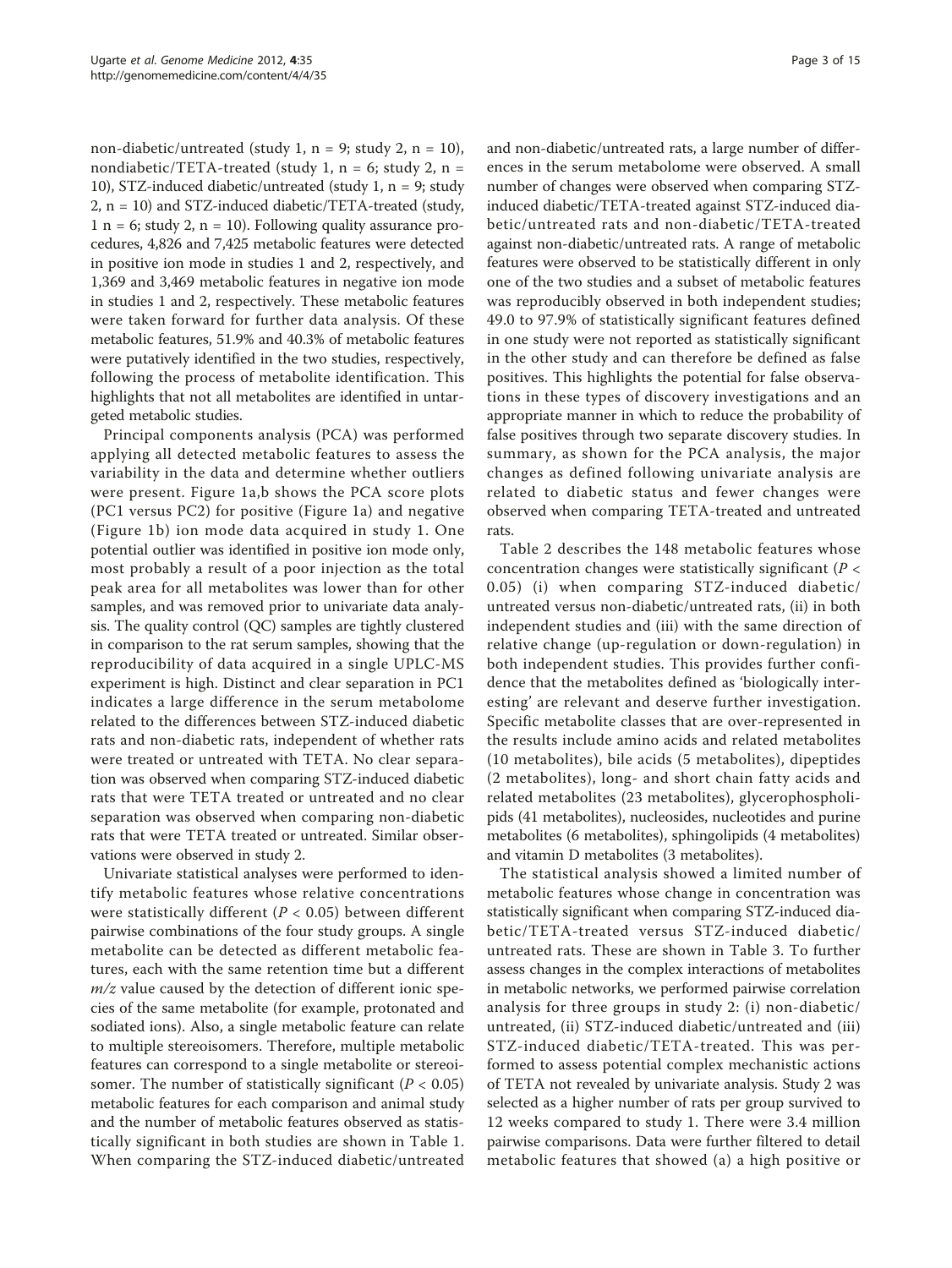non-diabetic/untreated (study 1, n = 9; study 2, n = 10), nondiabetic/TETA-treated (study 1, n = 6; study 2, n = 10), STZ-induced diabetic/untreated (study 1, n = 9; study 2, n = 10) and STZ-induced diabetic/TETA-treated (study, 1 n = 6; study 2, n = 10). Following quality assurance procedures, 4,826 and 7,425 metabolic features were detected in positive ion mode in studies 1 and 2, respectively, and 1,369 and 3,469 metabolic features in negative ion mode in studies 1 and 2, respectively. These metabolic features were taken forward for further data analysis. Of these metabolic features, 51.9% and 40.3% of metabolic features were putatively identified in the two studies, respectively, following the process of metabolite identification. This highlights that not all metabolites are identified in untargeted metabolic studies.

Principal components analysis (PCA) was performed applying all detected metabolic features to assess the variability in the data and determine whether outliers were present. Figure 1a,b shows the PCA score plots (PC1 versus PC2) for positive (Figure 1a) and negative (Figure 1b) ion mode data acquired in study 1. One potential outlier was identified in positive ion mode only, most probably a result of a poor injection as the total peak area for all metabolites was lower than for other samples, and was removed prior to univariate data analysis. The quality control (QC) samples are tightly clustered in comparison to the rat serum samples, showing that the reproducibility of data acquired in a single UPLC-MS experiment is high. Distinct and clear separation in PC1 indicates a large difference in the serum metabolome related to the differences between STZ-induced diabetic rats and non-diabetic rats, independent of whether rats were treated or untreated with TETA. No clear separation was observed when comparing STZ-induced diabetic rats that were TETA treated or untreated and no clear separation was observed when comparing non-diabetic rats that were TETA treated or untreated. Similar observations were observed in study 2.

Univariate statistical analyses were performed to identify metabolic features whose relative concentrations were statistically different ($P < 0.05$) between different pairwise combinations of the four study groups. A single metabolite can be detected as different metabolic features, each with the same retention time but a different $m/z$ value caused by the detection of different ionic species of the same metabolite (for example, protonated and sodiated ions). Also, a single metabolic feature can relate to multiple stereoisomers. Therefore, multiple metabolic features can correspond to a single metabolite or stereoisomer. The number of statistically significant ($P < 0.05$) metabolic features for each comparison and animal study and the number of metabolic features observed as statistically significant in both studies are shown in Table 1. When comparing the STZ-induced diabetic/untreated and non-diabetic/untreated rats, a large number of differences in the serum metabolome were observed. A small number of changes were observed when comparing STZ-induced diabetic/TETA-treated against STZ-induced diabetic/untreated rats and non-diabetic/TETA-treated against non-diabetic/untreated rats. A range of metabolic features were observed to be statistically different in only one of the two studies and a subset of metabolic features was reproducibly observed in both independent studies; 49.0 to 97.9% of statistically significant features defined in one study were not reported as statistically significant in the other study and can therefore be defined as false positives. This highlights the potential for false observations in these types of discovery investigations and an appropriate manner in which to reduce the probability of false positives through two separate discovery studies. In summary, as shown for the PCA analysis, the major changes as defined following univariate analysis are related to diabetic status and fewer changes were observed when comparing TETA-treated and untreated rats.

Table 2 describes the 148 metabolic features whose concentration changes were statistically significant ($P < 0.05$) (i) when comparing STZ-induced diabetic/untreated versus non-diabetic/untreated rats, (ii) in both independent studies and (iii) with the same direction of relative change (up-regulation or down-regulation) in both independent studies. This provides further confidence that the metabolites defined as 'biologically interesting' are relevant and deserve further investigation. Specific metabolite classes that are over-represented in the results include amino acids and related metabolites (10 metabolites), bile acids (5 metabolites), dipeptides (2 metabolites), long- and short chain fatty acids and related metabolites (23 metabolites), glycerophospholipids (41 metabolites), nucleosides, nucleotides and purine metabolites (6 metabolites), sphingolipids (4 metabolites) and vitamin D metabolites (3 metabolites).

The statistical analysis showed a limited number of metabolic features whose change in concentration was statistically significant when comparing STZ-induced diabetic/TETA-treated versus STZ-induced diabetic/untreated rats. These are shown in Table 3. To further assess changes in the complex interactions of metabolites in metabolic networks, we performed pairwise correlation analysis for three groups in study 2: (i) non-diabetic/untreated, (ii) STZ-induced diabetic/untreated and (iii) STZ-induced diabetic/TETA-treated. This was performed to assess potential complex mechanistic actions of TETA not revealed by univariate analysis. Study 2 was selected as a higher number of rats per group survived to 12 weeks compared to study 1. There were 3.4 million pairwise comparisons. Data were further filtered to detail metabolic features that showed (a) a high positive or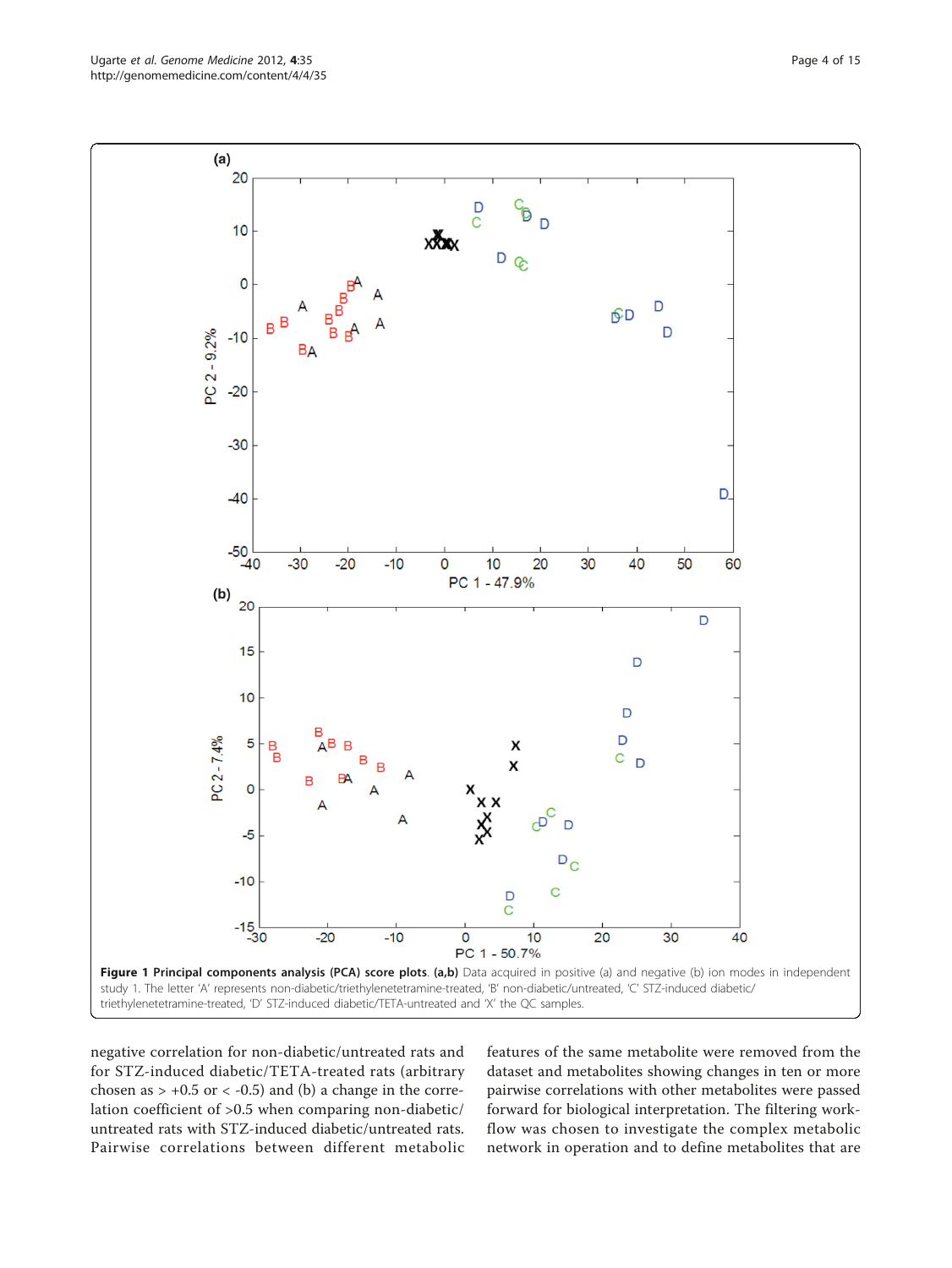**Figure 1 Principal components analysis (PCA) score plots**. **(a,b)** Data acquired in positive (a) and negative (b) ion modes in independent study 1. The letter 'A' represents non-diabetic/triethylenetetramine-treated, 'B' non-diabetic/untreated, 'C' STZ-induced diabetic/triethylenetetramine-treated, 'D' STZ-induced diabetic/TETA-untreated and 'X' the QC samples.

negative correlation for non-diabetic/untreated rats and for STZ-induced diabetic/TETA-treated rats (arbitrary chosen as > +0.5 or < -0.5) and (b) a change in the correlation coefficient of >0.5 when comparing non-diabetic/untreated rats with STZ-induced diabetic/untreated rats. Pairwise correlations between different metabolic features of the same metabolite were removed from the dataset and metabolites showing changes in ten or more pairwise correlations with other metabolites were passed forward for biological interpretation. The filtering workflow was chosen to investigate the complex metabolic network in operation and to define metabolites that are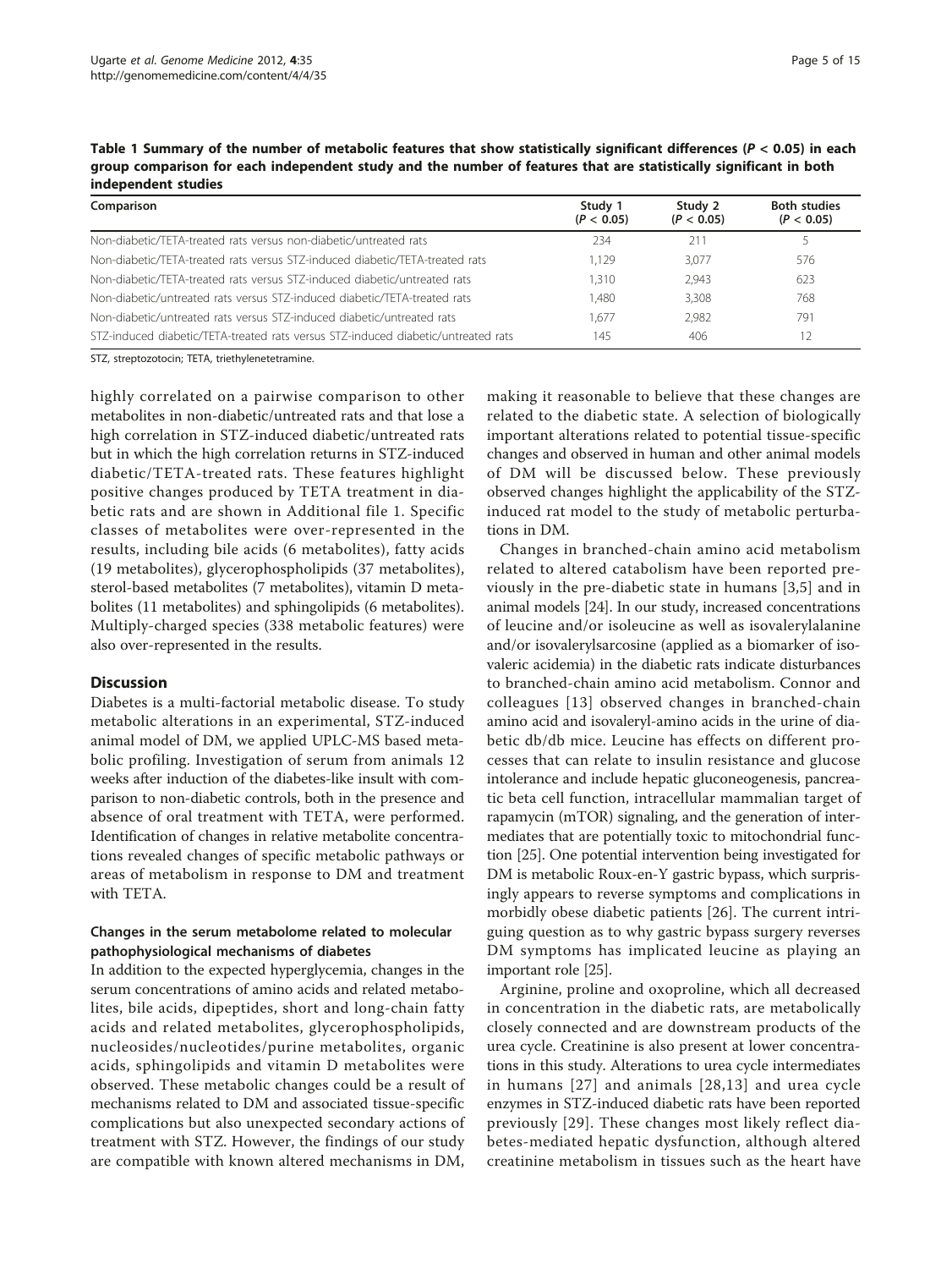**Table 1 Summary of the number of metabolic features that show statistically significant differences ($P < 0.05$) in each group comparison for each independent study and the number of features that are statistically significant in both independent studies**

| Comparison | Study 1 ($P < 0.05$) | Study 2 ($P < 0.05$) | Both studies ($P < 0.05$) |
|---|---|---|---|
| Non-diabetic/TETA-treated rats versus non-diabetic/untreated rats | 234 | 211 | 5 |
| Non-diabetic/TETA-treated rats versus STZ-induced diabetic/TETA-treated rats | 1,129 | 3,077 | 576 |
| Non-diabetic/TETA-treated rats versus STZ-induced diabetic/untreated rats | 1,310 | 2,943 | 623 |
| Non-diabetic/untreated rats versus STZ-induced diabetic/TETA-treated rats | 1,480 | 3,308 | 768 |
| Non-diabetic/untreated rats versus STZ-induced diabetic/untreated rats | 1,677 | 2,982 | 791 |
| STZ-induced diabetic/TETA-treated rats versus STZ-induced diabetic/untreated rats | 145 | 406 | 12 |

STZ, streptozotocin; TETA, triethylenetetramine.

highly correlated on a pairwise comparison to other metabolites in non-diabetic/untreated rats and that lose a high correlation in STZ-induced diabetic/untreated rats but in which the high correlation returns in STZ-induced diabetic/TETA-treated rats. These features highlight positive changes produced by TETA treatment in diabetic rats and are shown in Additional file 1. Specific classes of metabolites were over-represented in the results, including bile acids (6 metabolites), fatty acids (19 metabolites), glycerophospholipids (37 metabolites), sterol-based metabolites (7 metabolites), vitamin D metabolites (11 metabolites) and sphingolipids (6 metabolites). Multiply-charged species (338 metabolic features) were also over-represented in the results.

## Discussion

Diabetes is a multi-factorial metabolic disease. To study metabolic alterations in an experimental, STZ-induced animal model of DM, we applied UPLC-MS based metabolic profiling. Investigation of serum from animals 12 weeks after induction of the diabetes-like insult with comparison to non-diabetic controls, both in the presence and absence of oral treatment with TETA, were performed. Identification of changes in relative metabolite concentrations revealed changes of specific metabolic pathways or areas of metabolism in response to DM and treatment with TETA.

### Changes in the serum metabolome related to molecular pathophysiological mechanisms of diabetes

In addition to the expected hyperglycemia, changes in the serum concentrations of amino acids and related metabolites, bile acids, dipeptides, short and long-chain fatty acids and related metabolites, glycerophospholipids, nucleosides/nucleotides/purine metabolites, organic acids, sphingolipids and vitamin D metabolites were observed. These metabolic changes could be a result of mechanisms related to DM and associated tissue-specific complications but also unexpected secondary actions of treatment with STZ. However, the findings of our study are compatible with known altered mechanisms in DM, making it reasonable to believe that these changes are related to the diabetic state. A selection of biologically important alterations related to potential tissue-specific changes and observed in human and other animal models of DM will be discussed below. These previously observed changes highlight the applicability of the STZ-induced rat model to the study of metabolic perturbations in DM.

Changes in branched-chain amino acid metabolism related to altered catabolism have been reported previously in the pre-diabetic state in humans [3,5] and in animal models [24]. In our study, increased concentrations of leucine and/or isoleucine as well as isovalerylalanine and/or isovalerylsarcosine (applied as a biomarker of isovaleric acidemia) in the diabetic rats indicate disturbances to branched-chain amino acid metabolism. Connor and colleagues [13] observed changes in branched-chain amino acid and isovaleryl-amino acids in the urine of diabetic db/db mice. Leucine has effects on different processes that can relate to insulin resistance and glucose intolerance and include hepatic gluconeogenesis, pancreatic beta cell function, intracellular mammalian target of rapamycin (mTOR) signaling, and the generation of intermediates that are potentially toxic to mitochondrial function [25]. One potential intervention being investigated for DM is metabolic Roux-en-Y gastric bypass, which surprisingly appears to reverse symptoms and complications in morbidly obese diabetic patients [26]. The current intriguing question as to why gastric bypass surgery reverses DM symptoms has implicated leucine as playing an important role [25].

Arginine, proline and oxoproline, which all decreased in concentration in the diabetic rats, are metabolically closely connected and are downstream products of the urea cycle. Creatinine is also present at lower concentrations in this study. Alterations to urea cycle intermediates in humans [27] and animals [28,13] and urea cycle enzymes in STZ-induced diabetic rats have been reported previously [29]. These changes most likely reflect diabetes-mediated hepatic dysfunction, although altered creatinine metabolism in tissues such as the heart have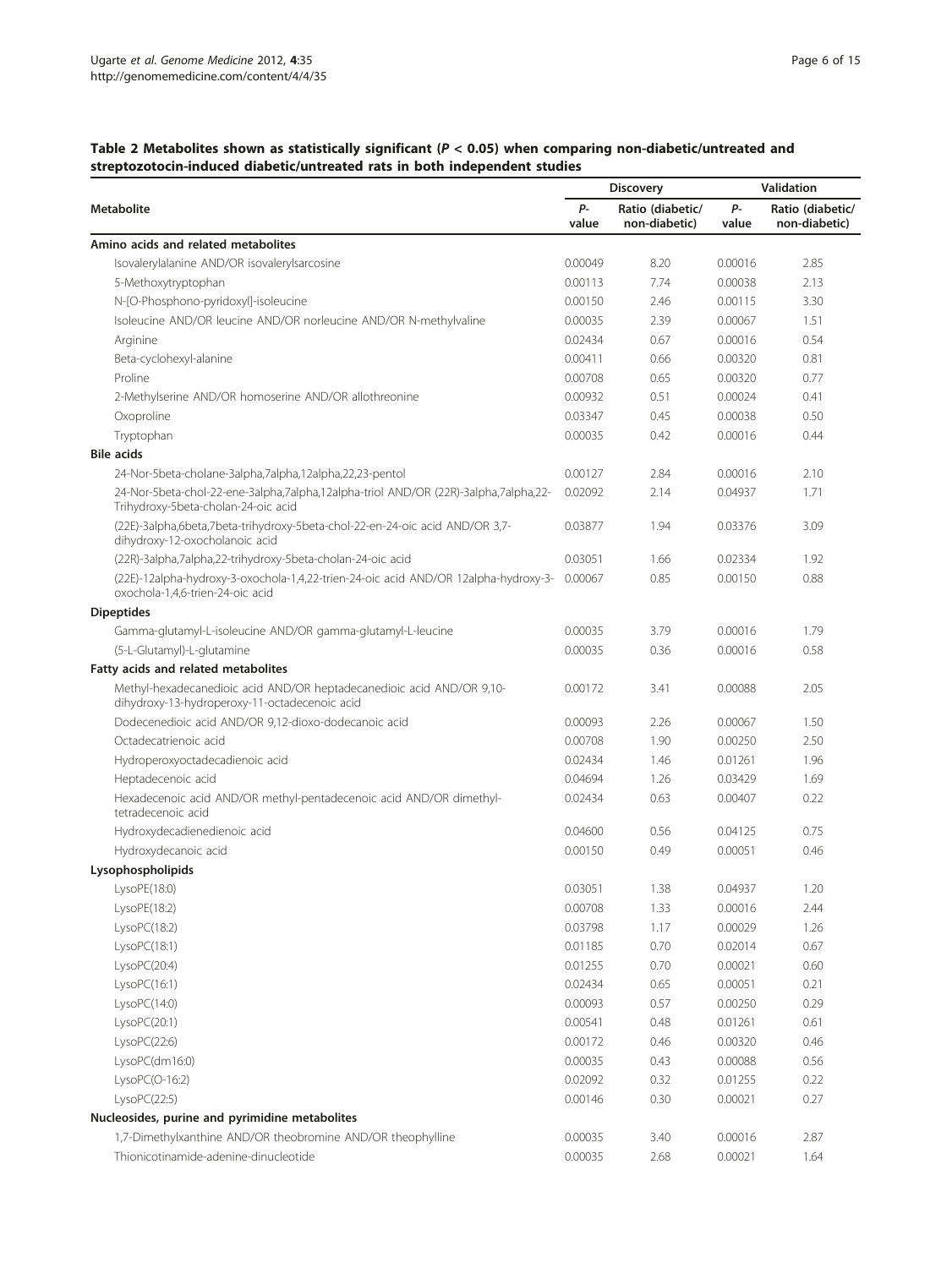**Table 2 Metabolites shown as statistically significant ($P < 0.05$) when comparing non-diabetic/untreated and streptozotocin-induced diabetic/untreated rats in both independent studies**

| Metabolite | Discovery | | Validation | |
|---|---|---|---|---|
| | *P*-value | Ratio (diabetic/ non-diabetic) | *P*-value | Ratio (diabetic/ non-diabetic) |
| **Amino acids and related metabolites** | | | | |
| Isovalerylalanine AND/OR isovalerylsarcosine | 0.00049 | 8.20 | 0.00016 | 2.85 |
| 5-Methoxytryptophan | 0.00113 | 7.74 | 0.00038 | 2.13 |
| N-[O-Phosphono-pyridoxyl]-isoleucine | 0.00150 | 2.46 | 0.00115 | 3.30 |
| Isoleucine AND/OR leucine AND/OR norleucine AND/OR N-methylvaline | 0.00035 | 2.39 | 0.00067 | 1.51 |
| Arginine | 0.02434 | 0.67 | 0.00016 | 0.54 |
| Beta-cyclohexyl-alanine | 0.00411 | 0.66 | 0.00320 | 0.81 |
| Proline | 0.00708 | 0.65 | 0.00320 | 0.77 |
| 2-Methylserine AND/OR homoserine AND/OR allothreonine | 0.00932 | 0.51 | 0.00024 | 0.41 |
| Oxoproline | 0.03347 | 0.45 | 0.00038 | 0.50 |
| Tryptophan | 0.00035 | 0.42 | 0.00016 | 0.44 |
| **Bile acids** | | | | |
| 24-Nor-5beta-cholane-3alpha,7alpha,12alpha,22,23-pentol | 0.00127 | 2.84 | 0.00016 | 2.10 |
| 24-Nor-5beta-chol-22-ene-3alpha,7alpha,12alpha-triol AND/OR (22R)-3alpha,7alpha,22-Trihydroxy-5beta-cholan-24-oic acid | 0.02092 | 2.14 | 0.04937 | 1.71 |
| (22E)-3alpha,6beta,7beta-trihydroxy-5beta-chol-22-en-24-oic acid AND/OR 3,7-dihydroxy-12-oxocholanoic acid | 0.03877 | 1.94 | 0.03376 | 3.09 |
| (22R)-3alpha,7alpha,22-trihydroxy-5beta-cholan-24-oic acid | 0.03051 | 1.66 | 0.02334 | 1.92 |
| (22E)-12alpha-hydroxy-3-oxochola-1,4,22-trien-24-oic acid AND/OR 12alpha-hydroxy-3-oxochola-1,4,6-trien-24-oic acid | 0.00067 | 0.85 | 0.00150 | 0.88 |
| **Dipeptides** | | | | |
| Gamma-glutamyl-L-isoleucine AND/OR gamma-glutamyl-L-leucine | 0.00035 | 3.79 | 0.00016 | 1.79 |
| (5-L-Glutamyl)-L-glutamine | 0.00035 | 0.36 | 0.00016 | 0.58 |
| **Fatty acids and related metabolites** | | | | |
| Methyl-hexadecanedioic acid AND/OR heptadecanedioic acid AND/OR 9,10-dihydroxy-13-hydroperoxy-11-octadecenoic acid | 0.00172 | 3.41 | 0.00088 | 2.05 |
| Dodecenedioic acid AND/OR 9,12-dioxo-dodecanoic acid | 0.00093 | 2.26 | 0.00067 | 1.50 |
| Octadecatrienoic acid | 0.00708 | 1.90 | 0.00250 | 2.50 |
| Hydroperoxyoctadecadienoic acid | 0.02434 | 1.46 | 0.01261 | 1.96 |
| Heptadecenoic acid | 0.04694 | 1.26 | 0.03429 | 1.69 |
| Hexadecenoic acid AND/OR methyl-pentadecenoic acid AND/OR dimethyl-tetradecenoic acid | 0.02434 | 0.63 | 0.00407 | 0.22 |
| Hydroxydecadienedienoic acid | 0.04600 | 0.56 | 0.04125 | 0.75 |
| Hydroxydecanoic acid | 0.00150 | 0.49 | 0.00051 | 0.46 |
| **Lysophospholipids** | | | | |
| LysoPE(18:0) | 0.03051 | 1.38 | 0.04937 | 1.20 |
| LysoPE(18:2) | 0.00708 | 1.33 | 0.00016 | 2.44 |
| LysoPC(18:2) | 0.03798 | 1.17 | 0.00029 | 1.26 |
| LysoPC(18:1) | 0.01185 | 0.70 | 0.02014 | 0.67 |
| LysoPC(20:4) | 0.01255 | 0.70 | 0.00021 | 0.60 |
| LysoPC(16:1) | 0.02434 | 0.65 | 0.00051 | 0.21 |
| LysoPC(14:0) | 0.00093 | 0.57 | 0.00250 | 0.29 |
| LysoPC(20:1) | 0.00541 | 0.48 | 0.01261 | 0.61 |
| LysoPC(22:6) | 0.00172 | 0.46 | 0.00320 | 0.46 |
| LysoPC(dm16:0) | 0.00035 | 0.43 | 0.00088 | 0.56 |
| LysoPC(O-16:2) | 0.02092 | 0.32 | 0.01255 | 0.22 |
| LysoPC(22:5) | 0.00146 | 0.30 | 0.00021 | 0.27 |
| **Nucleosides, purine and pyrimidine metabolites** | | | | |
| 1,7-Dimethylxanthine AND/OR theobromine AND/OR theophylline | 0.00035 | 3.40 | 0.00016 | 2.87 |
| Thionicotinamide-adenine-dinucleotide | 0.00035 | 2.68 | 0.00021 | 1.64 |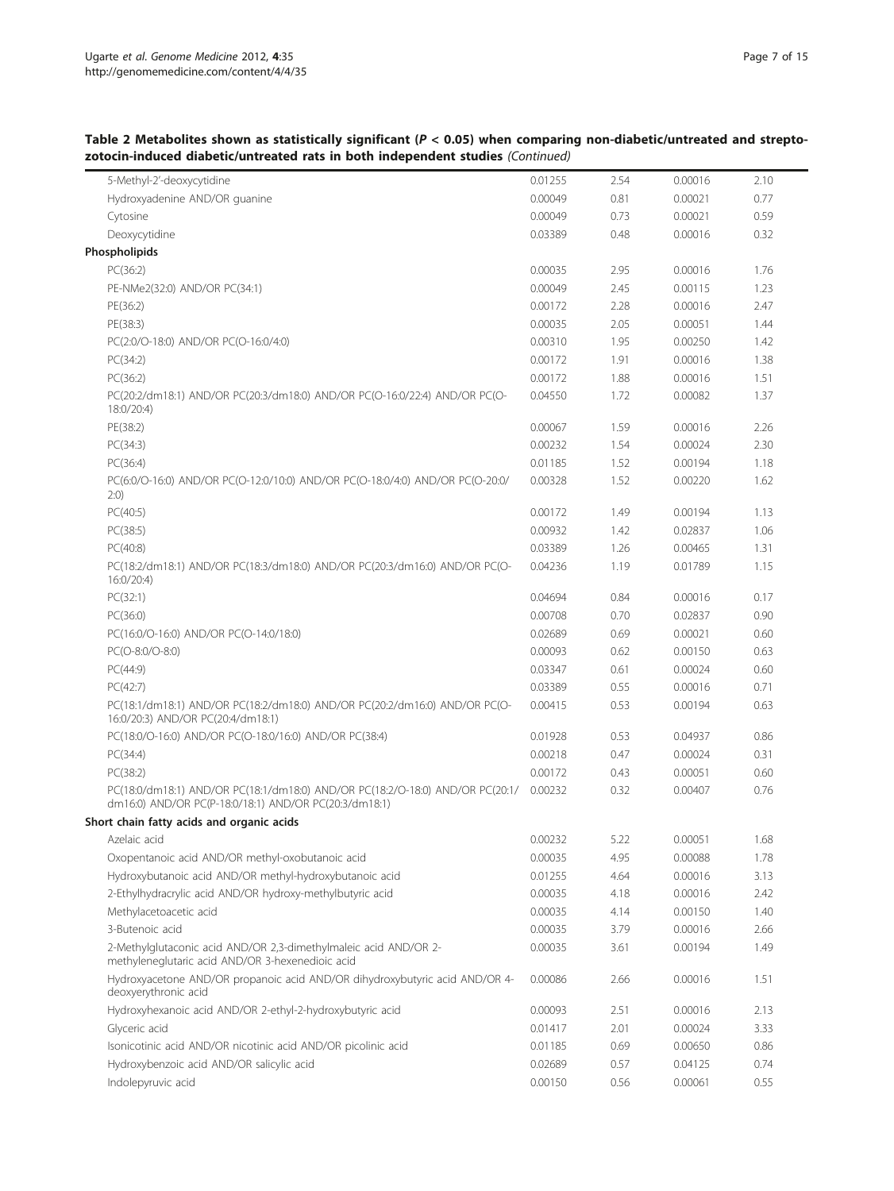**Table 2 Metabolites shown as statistically significant (*P* < 0.05) when comparing non-diabetic/untreated and streptozotocin-induced diabetic/untreated rats in both independent studies** *(Continued)*

| | | | | |
|---|---|---|---|---|
| 5-Methyl-2'-deoxycytidine | 0.01255 | 2.54 | 0.00016 | 2.10 |
| Hydroxyadenine AND/OR guanine | 0.00049 | 0.81 | 0.00021 | 0.77 |
| Cytosine | 0.00049 | 0.73 | 0.00021 | 0.59 |
| Deoxycytidine | 0.03389 | 0.48 | 0.00016 | 0.32 |
| **Phospholipids** | | | | |
| PC(36:2) | 0.00035 | 2.95 | 0.00016 | 1.76 |
| PE-NMe2(32:0) AND/OR PC(34:1) | 0.00049 | 2.45 | 0.00115 | 1.23 |
| PE(36:2) | 0.00172 | 2.28 | 0.00016 | 2.47 |
| PE(38:3) | 0.00035 | 2.05 | 0.00051 | 1.44 |
| PC(2:0/O-18:0) AND/OR PC(O-16:0/4:0) | 0.00310 | 1.95 | 0.00250 | 1.42 |
| PC(34:2) | 0.00172 | 1.91 | 0.00016 | 1.38 |
| PC(36:2) | 0.00172 | 1.88 | 0.00016 | 1.51 |
| PC(20:2/dm18:1) AND/OR PC(20:3/dm18:0) AND/OR PC(O-16:0/22:4) AND/OR PC(O-18:0/20:4) | 0.04550 | 1.72 | 0.00082 | 1.37 |
| PE(38:2) | 0.00067 | 1.59 | 0.00016 | 2.26 |
| PC(34:3) | 0.00232 | 1.54 | 0.00024 | 2.30 |
| PC(36:4) | 0.01185 | 1.52 | 0.00194 | 1.18 |
| PC(6:0/O-16:0) AND/OR PC(O-12:0/10:0) AND/OR PC(O-18:0/4:0) AND/OR PC(O-20:0/2:0) | 0.00328 | 1.52 | 0.00220 | 1.62 |
| PC(40:5) | 0.00172 | 1.49 | 0.00194 | 1.13 |
| PC(38:5) | 0.00932 | 1.42 | 0.02837 | 1.06 |
| PC(40:8) | 0.03389 | 1.26 | 0.00465 | 1.31 |
| PC(18:2/dm18:1) AND/OR PC(18:3/dm18:0) AND/OR PC(20:3/dm16:0) AND/OR PC(O-16:0/20:4) | 0.04236 | 1.19 | 0.01789 | 1.15 |
| PC(32:1) | 0.04694 | 0.84 | 0.00016 | 0.17 |
| PC(36:0) | 0.00708 | 0.70 | 0.02837 | 0.90 |
| PC(16:0/O-16:0) AND/OR PC(O-14:0/18:0) | 0.02689 | 0.69 | 0.00021 | 0.60 |
| PC(O-8:0/O-8:0) | 0.00093 | 0.62 | 0.00150 | 0.63 |
| PC(44:9) | 0.03347 | 0.61 | 0.00024 | 0.60 |
| PC(42:7) | 0.03389 | 0.55 | 0.00016 | 0.71 |
| PC(18:1/dm18:1) AND/OR PC(18:2/dm18:0) AND/OR PC(20:2/dm16:0) AND/OR PC(O-16:0/20:3) AND/OR PC(20:4/dm18:1) | 0.00415 | 0.53 | 0.00194 | 0.63 |
| PC(18:0/O-16:0) AND/OR PC(O-18:0/16:0) AND/OR PC(38:4) | 0.01928 | 0.53 | 0.04937 | 0.86 |
| PC(34:4) | 0.00218 | 0.47 | 0.00024 | 0.31 |
| PC(38:2) | 0.00172 | 0.43 | 0.00051 | 0.60 |
| PC(18:0/dm18:1) AND/OR PC(18:1/dm18:0) AND/OR PC(18:2/O-18:0) AND/OR PC(20:1/dm16:0) AND/OR PC(P-18:0/18:1) AND/OR PC(20:3/dm18:1) | 0.00232 | 0.32 | 0.00407 | 0.76 |
| **Short chain fatty acids and organic acids** | | | | |
| Azelaic acid | 0.00232 | 5.22 | 0.00051 | 1.68 |
| Oxopentanoic acid AND/OR methyl-oxobutanoic acid | 0.00035 | 4.95 | 0.00088 | 1.78 |
| Hydroxybutanoic acid AND/OR methyl-hydroxybutanoic acid | 0.01255 | 4.64 | 0.00016 | 3.13 |
| 2-Ethylhydracrylic acid AND/OR hydroxy-methylbutyric acid | 0.00035 | 4.18 | 0.00016 | 2.42 |
| Methylacetoacetic acid | 0.00035 | 4.14 | 0.00150 | 1.40 |
| 3-Butenoic acid | 0.00035 | 3.79 | 0.00016 | 2.66 |
| 2-Methylglutaconic acid AND/OR 2,3-dimethylmaleic acid AND/OR 2-methyleneglutaric acid AND/OR 3-hexenedioic acid | 0.00035 | 3.61 | 0.00194 | 1.49 |
| Hydroxyacetone AND/OR propanoic acid AND/OR dihydroxybutyric acid AND/OR 4-deoxyerythronic acid | 0.00086 | 2.66 | 0.00016 | 1.51 |
| Hydroxyhexanoic acid AND/OR 2-ethyl-2-hydroxybutyric acid | 0.00093 | 2.51 | 0.00016 | 2.13 |
| Glyceric acid | 0.01417 | 2.01 | 0.00024 | 3.33 |
| Isonicotinic acid AND/OR nicotinic acid AND/OR picolinic acid | 0.01185 | 0.69 | 0.00650 | 0.86 |
| Hydroxybenzoic acid AND/OR salicylic acid | 0.02689 | 0.57 | 0.04125 | 0.74 |
| Indolepyruvic acid | 0.00150 | 0.56 | 0.00061 | 0.55 |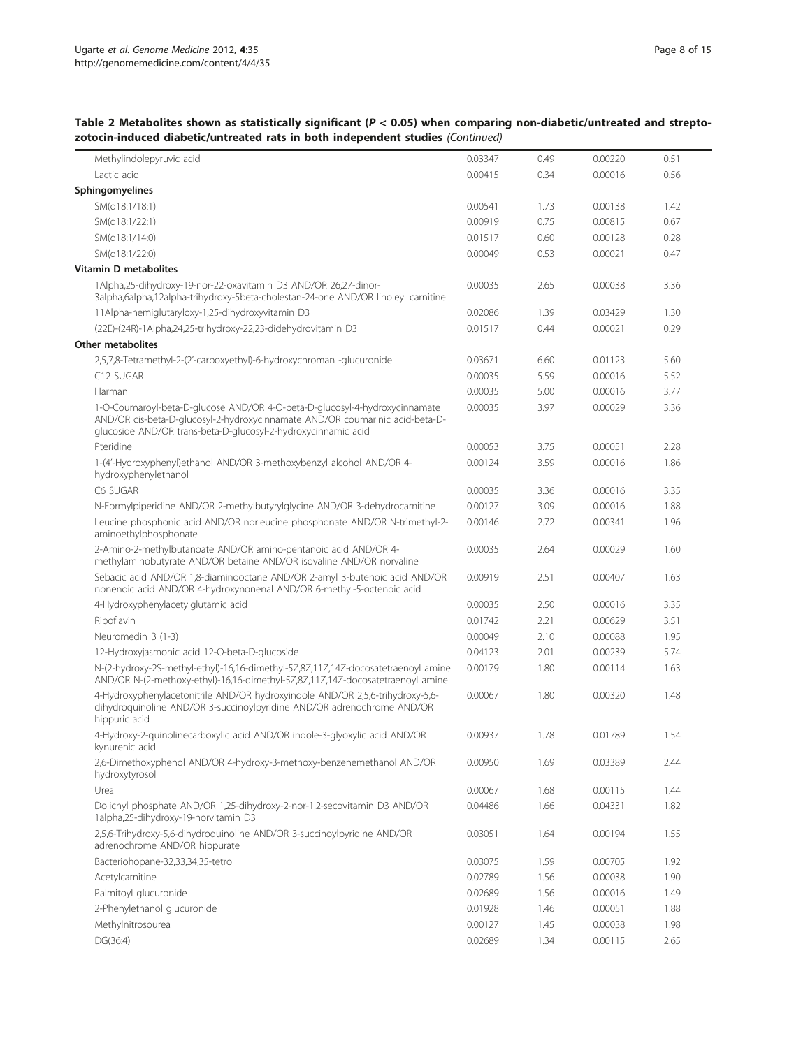**Table 2 Metabolites shown as statistically significant ($P < 0.05$) when comparing non-diabetic/untreated and streptozotocin-induced diabetic/untreated rats in both independent studies** *(Continued)*

| | | | | |
|---|---|---|---|---|
| Methylindolepyruvic acid | 0.03347 | 0.49 | 0.00220 | 0.51 |
| Lactic acid | 0.00415 | 0.34 | 0.00016 | 0.56 |
| **Sphingomyelines** | | | | |
| SM(d18:1/18:1) | 0.00541 | 1.73 | 0.00138 | 1.42 |
| SM(d18:1/22:1) | 0.00919 | 0.75 | 0.00815 | 0.67 |
| SM(d18:1/14:0) | 0.01517 | 0.60 | 0.00128 | 0.28 |
| SM(d18:1/22:0) | 0.00049 | 0.53 | 0.00021 | 0.47 |
| **Vitamin D metabolites** | | | | |
| 1Alpha,25-dihydroxy-19-nor-22-oxavitamin D3 AND/OR 26,27-dinor-3alpha,6alpha,12alpha-trihydroxy-5beta-cholestan-24-one AND/OR linoleyl carnitine | 0.00035 | 2.65 | 0.00038 | 3.36 |
| 11Alpha-hemiglutaryloxy-1,25-dihydroxyvitamin D3 | 0.02086 | 1.39 | 0.03429 | 1.30 |
| (22E)-(24R)-1Alpha,24,25-trihydroxy-22,23-didehydrovitamin D3 | 0.01517 | 0.44 | 0.00021 | 0.29 |
| **Other metabolites** | | | | |
| 2,5,7,8-Tetramethyl-2-(2'-carboxyethyl)-6-hydroxychroman -glucuronide | 0.03671 | 6.60 | 0.01123 | 5.60 |
| C12 SUGAR | 0.00035 | 5.59 | 0.00016 | 5.52 |
| Harman | 0.00035 | 5.00 | 0.00016 | 3.77 |
| 1-O-Coumaroyl-beta-D-glucose AND/OR 4-O-beta-D-glucosyl-4-hydroxycinnamate AND/OR cis-beta-D-glucosyl-2-hydroxycinnamate AND/OR coumarinic acid-beta-D-glucoside AND/OR trans-beta-D-glucosyl-2-hydroxycinnamic acid | 0.00035 | 3.97 | 0.00029 | 3.36 |
| Pteridine | 0.00053 | 3.75 | 0.00051 | 2.28 |
| 1-(4'-Hydroxyphenyl)ethanol AND/OR 3-methoxybenzyl alcohol AND/OR 4-hydroxyphenylethanol | 0.00124 | 3.59 | 0.00016 | 1.86 |
| C6 SUGAR | 0.00035 | 3.36 | 0.00016 | 3.35 |
| N-Formylpiperidine AND/OR 2-methylbutyrylglycine AND/OR 3-dehydrocarnitine | 0.00127 | 3.09 | 0.00016 | 1.88 |
| Leucine phosphonic acid AND/OR norleucine phosphonate AND/OR N-trimethyl-2-aminoethylphosphonate | 0.00146 | 2.72 | 0.00341 | 1.96 |
| 2-Amino-2-methylbutanoate AND/OR amino-pentanoic acid AND/OR 4-methylaminobutyrate AND/OR betaine AND/OR isovaline AND/OR norvaline | 0.00035 | 2.64 | 0.00029 | 1.60 |
| Sebacic acid AND/OR 1,8-diaminooctane AND/OR 2-amyl 3-butenoic acid AND/OR nonenoic acid AND/OR 4-hydroxynonenal AND/OR 6-methyl-5-octenoic acid | 0.00919 | 2.51 | 0.00407 | 1.63 |
| 4-Hydroxyphenylacetylglutamic acid | 0.00035 | 2.50 | 0.00016 | 3.35 |
| Riboflavin | 0.01742 | 2.21 | 0.00629 | 3.51 |
| Neuromedin B (1-3) | 0.00049 | 2.10 | 0.00088 | 1.95 |
| 12-Hydroxyjasmonic acid 12-O-beta-D-glucoside | 0.04123 | 2.01 | 0.00239 | 5.74 |
| N-(2-hydroxy-2S-methyl-ethyl)-16,16-dimethyl-5Z,8Z,11Z,14Z-docosatetraenoyl amine AND/OR N-(2-methoxy-ethyl)-16,16-dimethyl-5Z,8Z,11Z,14Z-docosatetraenoyl amine | 0.00179 | 1.80 | 0.00114 | 1.63 |
| 4-Hydroxyphenylacetonitrile AND/OR hydroxyindole AND/OR 2,5,6-trihydroxy-5,6-dihydroquinoline AND/OR 3-succinoylpyridine AND/OR adrenochrome AND/OR hippuric acid | 0.00067 | 1.80 | 0.00320 | 1.48 |
| 4-Hydroxy-2-quinolinecarboxylic acid AND/OR indole-3-glyoxylic acid AND/OR kynurenic acid | 0.00937 | 1.78 | 0.01789 | 1.54 |
| 2,6-Dimethoxyphenol AND/OR 4-hydroxy-3-methoxy-benzenemethanol AND/OR hydroxytyrosol | 0.00950 | 1.69 | 0.03389 | 2.44 |
| Urea | 0.00067 | 1.68 | 0.00115 | 1.44 |
| Dolichyl phosphate AND/OR 1,25-dihydroxy-2-nor-1,2-secovitamin D3 AND/OR 1alpha,25-dihydroxy-19-norvitamin D3 | 0.04486 | 1.66 | 0.04331 | 1.82 |
| 2,5,6-Trihydroxy-5,6-dihydroquinoline AND/OR 3-succinoylpyridine AND/OR adrenochrome AND/OR hippurate | 0.03051 | 1.64 | 0.00194 | 1.55 |
| Bacteriohopane-32,33,34,35-tetrol | 0.03075 | 1.59 | 0.00705 | 1.92 |
| Acetylcarnitine | 0.02789 | 1.56 | 0.00038 | 1.90 |
| Palmitoyl glucuronide | 0.02689 | 1.56 | 0.00016 | 1.49 |
| 2-Phenylethanol glucuronide | 0.01928 | 1.46 | 0.00051 | 1.88 |
| Methylnitrosourea | 0.00127 | 1.45 | 0.00038 | 1.98 |
| DG(36:4) | 0.02689 | 1.34 | 0.00115 | 2.65 |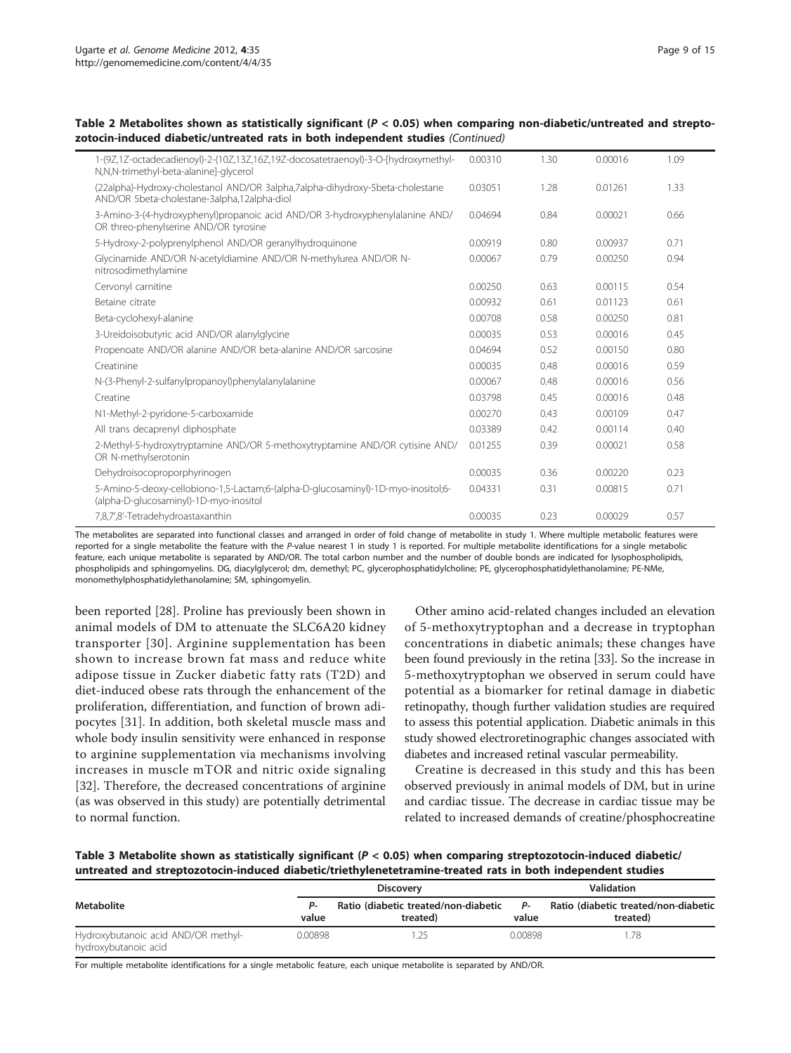**Table 2 Metabolites shown as statistically significant ($P < 0.05$) when comparing non-diabetic/untreated and streptozotocin-induced diabetic/untreated rats in both independent studies** *(Continued)*

| | | | | |
|---|---|---|---|---|
| 1-(9Z,12Z-octadecadienoyl)-2-(10Z,13Z,16Z,19Z-docosatetraenoyl)-3-O-[hydroxymethyl-N,N,N-trimethyl-beta-alanine]-glycerol | 0.00310 | 1.30 | 0.00016 | 1.09 |
| (22alpha)-Hydroxy-cholestanol AND/OR 3alpha,7alpha-dihydroxy-5beta-cholestane AND/OR 5beta-cholestane-3alpha,12alpha-diol | 0.03051 | 1.28 | 0.01261 | 1.33 |
| 3-Amino-3-(4-hydroxyphenyl)propanoic acid AND/OR 3-hydroxyphenylalanine AND/OR threo-phenylserine AND/OR tyrosine | 0.04694 | 0.84 | 0.00021 | 0.66 |
| 5-Hydroxy-2-polyprenylphenol AND/OR geranylhydroquinone | 0.00919 | 0.80 | 0.00937 | 0.71 |
| Glycinamide AND/OR N-acetyldiamine AND/OR N-methylurea AND/OR N-nitrosodimethylamine | 0.00067 | 0.79 | 0.00250 | 0.94 |
| Cervonyl carnitine | 0.00250 | 0.63 | 0.00115 | 0.54 |
| Betaine citrate | 0.00932 | 0.61 | 0.01123 | 0.61 |
| Beta-cyclohexyl-alanine | 0.00708 | 0.58 | 0.00250 | 0.81 |
| 3-Ureidoisobutyric acid AND/OR alanylglycine | 0.00035 | 0.53 | 0.00016 | 0.45 |
| Propenoate AND/OR alanine AND/OR beta-alanine AND/OR sarcosine | 0.04694 | 0.52 | 0.00150 | 0.80 |
| Creatinine | 0.00035 | 0.48 | 0.00016 | 0.59 |
| N-(3-Phenyl-2-sulfanylpropanoyl)phenylalanylalanine | 0.00067 | 0.48 | 0.00016 | 0.56 |
| Creatine | 0.03798 | 0.45 | 0.00016 | 0.48 |
| N1-Methyl-2-pyridone-5-carboxamide | 0.00270 | 0.43 | 0.00109 | 0.47 |
| All trans decaprenyl diphosphate | 0.03389 | 0.42 | 0.00114 | 0.40 |
| 2-Methyl-5-hydroxytryptamine AND/OR 5-methoxytryptamine AND/OR cytisine AND/OR N-methylserotonin | 0.01255 | 0.39 | 0.00021 | 0.58 |
| Dehydroisocoproporphyrinogen | 0.00035 | 0.36 | 0.00220 | 0.23 |
| 5-Amino-5-deoxy-cellobiono-1,5-Lactam;6-(alpha-D-glucosaminyl)-1D-myo-inositol;6-(alpha-D-glucosaminyl)-1D-myo-inositol | 0.04331 | 0.31 | 0.00815 | 0.71 |
| 7,8,7',8'-Tetradehydroastaxanthin | 0.00035 | 0.23 | 0.00029 | 0.57 |

The metabolites are separated into functional classes and arranged in order of fold change of metabolite in study 1. Where multiple metabolic features were reported for a single metabolite the feature with the *P*-value nearest 1 in study 1 is reported. For multiple metabolite identifications for a single metabolic feature, each unique metabolite is separated by AND/OR. The total carbon number and the number of double bonds are indicated for lysophospholipids, phospholipids and sphingomyelins. DG, diacylglycerol; dm, demethyl; PC, glycerophosphatidylcholine; PE, glycerophosphatidylethanolamine; PE-NMe, monomethylphosphatidylethanolamine; SM, sphingomyelin.

been reported [28]. Proline has previously been shown in animal models of DM to attenuate the SLC6A20 kidney transporter [30]. Arginine supplementation has been shown to increase brown fat mass and reduce white adipose tissue in Zucker diabetic fatty rats (T2D) and diet-induced obese rats through the enhancement of the proliferation, differentiation, and function of brown adipocytes [31]. In addition, both skeletal muscle mass and whole body insulin sensitivity were enhanced in response to arginine supplementation via mechanisms involving increases in muscle mTOR and nitric oxide signaling [32]. Therefore, the decreased concentrations of arginine (as was observed in this study) are potentially detrimental to normal function.

Other amino acid-related changes included an elevation of 5-methoxytryptophan and a decrease in tryptophan concentrations in diabetic animals; these changes have been found previously in the retina [33]. So the increase in 5-methoxytryptophan we observed in serum could have potential as a biomarker for retinal damage in diabetic retinopathy, though further validation studies are required to assess this potential application. Diabetic animals in this study showed electroretinographic changes associated with diabetes and increased retinal vascular permeability.

Creatine is decreased in this study and this has been observed previously in animal models of DM, but in urine and cardiac tissue. The decrease in cardiac tissue may be related to increased demands of creatine/phosphocreatine

**Table 3 Metabolite shown as statistically significant ($P < 0.05$) when comparing streptozotocin-induced diabetic/untreated and streptozotocin-induced diabetic/triethylenetetramine-treated rats in both independent studies**

| Metabolite | Discovery | | Validation | |
|---|---|---|---|---|
| | *P*-value | Ratio (diabetic treated/non-diabetic treated) | *P*-value | Ratio (diabetic treated/non-diabetic treated) |
| Hydroxybutanoic acid AND/OR methyl-hydroxybutanoic acid | 0.00898 | 1.25 | 0.00898 | 1.78 |

For multiple metabolite identifications for a single metabolic feature, each unique metabolite is separated by AND/OR.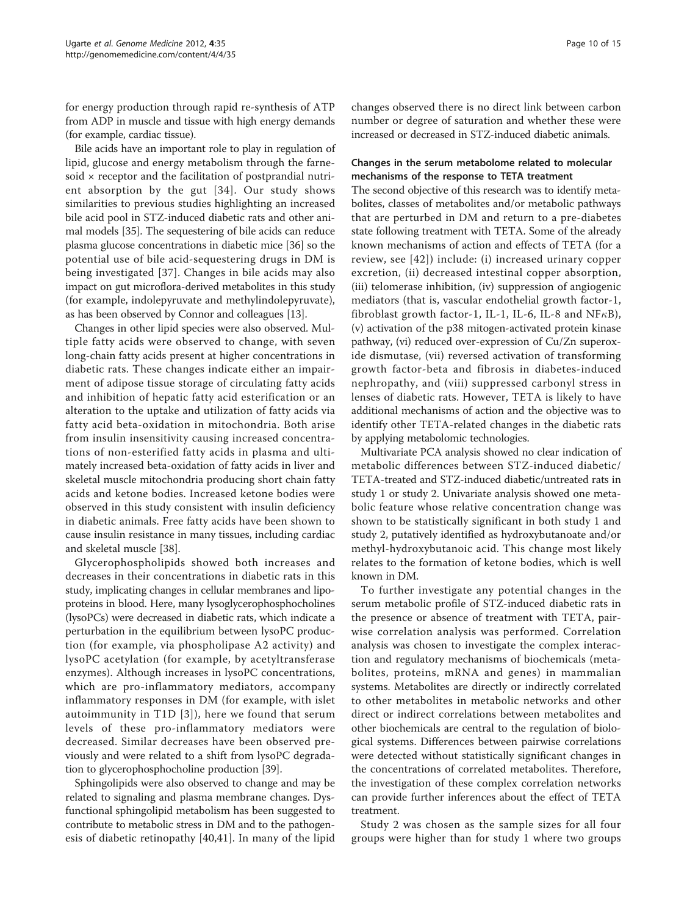for energy production through rapid re-synthesis of ATP from ADP in muscle and tissue with high energy demands (for example, cardiac tissue).

Bile acids have an important role to play in regulation of lipid, glucose and energy metabolism through the farnesoid × receptor and the facilitation of postprandial nutrient absorption by the gut [34]. Our study shows similarities to previous studies highlighting an increased bile acid pool in STZ-induced diabetic rats and other animal models [35]. The sequestering of bile acids can reduce plasma glucose concentrations in diabetic mice [36] so the potential use of bile acid-sequestering drugs in DM is being investigated [37]. Changes in bile acids may also impact on gut microflora-derived metabolites in this study (for example, indolepyruvate and methylindolepyruvate), as has been observed by Connor and colleagues [13].

Changes in other lipid species were also observed. Multiple fatty acids were observed to change, with seven long-chain fatty acids present at higher concentrations in diabetic rats. These changes indicate either an impairment of adipose tissue storage of circulating fatty acids and inhibition of hepatic fatty acid esterification or an alteration to the uptake and utilization of fatty acids via fatty acid beta-oxidation in mitochondria. Both arise from insulin insensitivity causing increased concentrations of non-esterified fatty acids in plasma and ultimately increased beta-oxidation of fatty acids in liver and skeletal muscle mitochondria producing short chain fatty acids and ketone bodies. Increased ketone bodies were observed in this study consistent with insulin deficiency in diabetic animals. Free fatty acids have been shown to cause insulin resistance in many tissues, including cardiac and skeletal muscle [38].

Glycerophospholipids showed both increases and decreases in their concentrations in diabetic rats in this study, implicating changes in cellular membranes and lipoproteins in blood. Here, many lysoglycerophosphocholines (lysoPCs) were decreased in diabetic rats, which indicate a perturbation in the equilibrium between lysoPC production (for example, via phospholipase A2 activity) and lysoPC acetylation (for example, by acetyltransferase enzymes). Although increases in lysoPC concentrations, which are pro-inflammatory mediators, accompany inflammatory responses in DM (for example, with islet autoimmunity in T1D [3]), here we found that serum levels of these pro-inflammatory mediators were decreased. Similar decreases have been observed previously and were related to a shift from lysoPC degradation to glycerophosphocholine production [39].

Sphingolipids were also observed to change and may be related to signaling and plasma membrane changes. Dysfunctional sphingolipid metabolism has been suggested to contribute to metabolic stress in DM and to the pathogenesis of diabetic retinopathy [40,41]. In many of the lipid changes observed there is no direct link between carbon number or degree of saturation and whether these were increased or decreased in STZ-induced diabetic animals.

### Changes in the serum metabolome related to molecular mechanisms of the response to TETA treatment

The second objective of this research was to identify metabolites, classes of metabolites and/or metabolic pathways that are perturbed in DM and return to a pre-diabetes state following treatment with TETA. Some of the already known mechanisms of action and effects of TETA (for a review, see [42]) include: (i) increased urinary copper excretion, (ii) decreased intestinal copper absorption, (iii) telomerase inhibition, (iv) suppression of angiogenic mediators (that is, vascular endothelial growth factor-1, fibroblast growth factor-1, IL-1, IL-6, IL-8 and NF$\kappa$B), (v) activation of the p38 mitogen-activated protein kinase pathway, (vi) reduced over-expression of Cu/Zn superoxide dismutase, (vii) reversed activation of transforming growth factor-beta and fibrosis in diabetes-induced nephropathy, and (viii) suppressed carbonyl stress in lenses of diabetic rats. However, TETA is likely to have additional mechanisms of action and the objective was to identify other TETA-related changes in the diabetic rats by applying metabolomic technologies.

Multivariate PCA analysis showed no clear indication of metabolic differences between STZ-induced diabetic/TETA-treated and STZ-induced diabetic/untreated rats in study 1 or study 2. Univariate analysis showed one metabolic feature whose relative concentration change was shown to be statistically significant in both study 1 and study 2, putatively identified as hydroxybutanoate and/or methyl-hydroxybutanoic acid. This change most likely relates to the formation of ketone bodies, which is well known in DM.

To further investigate any potential changes in the serum metabolic profile of STZ-induced diabetic rats in the presence or absence of treatment with TETA, pairwise correlation analysis was performed. Correlation analysis was chosen to investigate the complex interaction and regulatory mechanisms of biochemicals (metabolites, proteins, mRNA and genes) in mammalian systems. Metabolites are directly or indirectly correlated to other metabolites in metabolic networks and other direct or indirect correlations between metabolites and other biochemicals are central to the regulation of biological systems. Differences between pairwise correlations were detected without statistically significant changes in the concentrations of correlated metabolites. Therefore, the investigation of these complex correlation networks can provide further inferences about the effect of TETA treatment.

Study 2 was chosen as the sample sizes for all four groups were higher than for study 1 where two groups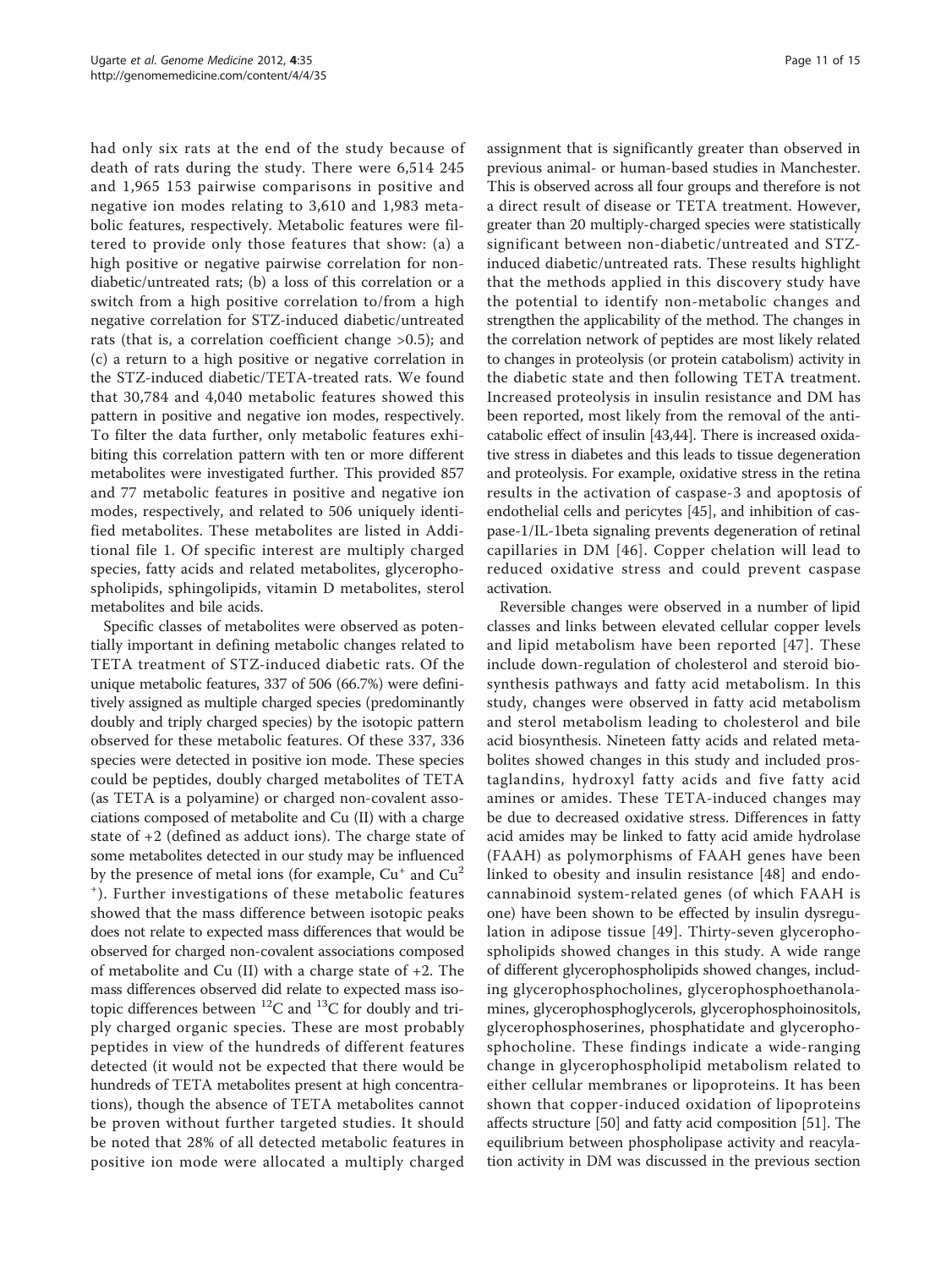had only six rats at the end of the study because of death of rats during the study. There were 6,514 245 and 1,965 153 pairwise comparisons in positive and negative ion modes relating to 3,610 and 1,983 metabolic features, respectively. Metabolic features were filtered to provide only those features that show: (a) a high positive or negative pairwise correlation for non-diabetic/untreated rats; (b) a loss of this correlation or a switch from a high positive correlation to/from a high negative correlation for STZ-induced diabetic/untreated rats (that is, a correlation coefficient change >0.5); and (c) a return to a high positive or negative correlation in the STZ-induced diabetic/TETA-treated rats. We found that 30,784 and 4,040 metabolic features showed this pattern in positive and negative ion modes, respectively. To filter the data further, only metabolic features exhibiting this correlation pattern with ten or more different metabolites were investigated further. This provided 857 and 77 metabolic features in positive and negative ion modes, respectively, and related to 506 uniquely identified metabolites. These metabolites are listed in Additional file 1. Of specific interest are multiply charged species, fatty acids and related metabolites, glycerophospholipids, sphingolipids, vitamin D metabolites, sterol metabolites and bile acids.

Specific classes of metabolites were observed as potentially important in defining metabolic changes related to TETA treatment of STZ-induced diabetic rats. Of the unique metabolic features, 337 of 506 (66.7%) were definitively assigned as multiple charged species (predominantly doubly and triply charged species) by the isotopic pattern observed for these metabolic features. Of these 337, 336 species were detected in positive ion mode. These species could be peptides, doubly charged metabolites of TETA (as TETA is a polyamine) or charged non-covalent associations composed of metabolite and Cu (II) with a charge state of +2 (defined as adduct ions). The charge state of some metabolites detected in our study may be influenced by the presence of metal ions (for example, $Cu^{+}$ and $Cu^{2+}$). Further investigations of these metabolic features showed that the mass difference between isotopic peaks does not relate to expected mass differences that would be observed for charged non-covalent associations composed of metabolite and Cu (II) with a charge state of +2. The mass differences observed did relate to expected mass isotopic differences between $^{12}C$ and $^{13}C$ for doubly and triply charged organic species. These are most probably peptides in view of the hundreds of different features detected (it would not be expected that there would be hundreds of TETA metabolites present at high concentrations), though the absence of TETA metabolites cannot be proven without further targeted studies. It should be noted that 28% of all detected metabolic features in positive ion mode were allocated a multiply charged assignment that is significantly greater than observed in previous animal- or human-based studies in Manchester. This is observed across all four groups and therefore is not a direct result of disease or TETA treatment. However, greater than 20 multiply-charged species were statistically significant between non-diabetic/untreated and STZ-induced diabetic/untreated rats. These results highlight that the methods applied in this discovery study have the potential to identify non-metabolic changes and strengthen the applicability of the method. The changes in the correlation network of peptides are most likely related to changes in proteolysis (or protein catabolism) activity in the diabetic state and then following TETA treatment. Increased proteolysis in insulin resistance and DM has been reported, most likely from the removal of the anti-catabolic effect of insulin [43,44]. There is increased oxidative stress in diabetes and this leads to tissue degeneration and proteolysis. For example, oxidative stress in the retina results in the activation of caspase-3 and apoptosis of endothelial cells and pericytes [45], and inhibition of caspase-1/IL-1beta signaling prevents degeneration of retinal capillaries in DM [46]. Copper chelation will lead to reduced oxidative stress and could prevent caspase activation.

Reversible changes were observed in a number of lipid classes and links between elevated cellular copper levels and lipid metabolism have been reported [47]. These include down-regulation of cholesterol and steroid biosynthesis pathways and fatty acid metabolism. In this study, changes were observed in fatty acid metabolism and sterol metabolism leading to cholesterol and bile acid biosynthesis. Nineteen fatty acids and related metabolites showed changes in this study and included prostaglandins, hydroxyl fatty acids and five fatty acid amines or amides. These TETA-induced changes may be due to decreased oxidative stress. Differences in fatty acid amides may be linked to fatty acid amide hydrolase (FAAH) as polymorphisms of FAAH genes have been linked to obesity and insulin resistance [48] and endocannabinoid system-related genes (of which FAAH is one) have been shown to be effected by insulin dysregulation in adipose tissue [49]. Thirty-seven glycerophospholipids showed changes in this study. A wide range of different glycerophospholipids showed changes, including glycerophosphocholines, glycerophosphoethanolamines, glycerophosphoglycerols, glycerophosphoinositols, glycerophosphoserines, phosphatidate and glycerophosphocholine. These findings indicate a wide-ranging change in glycerophospholipid metabolism related to either cellular membranes or lipoproteins. It has been shown that copper-induced oxidation of lipoproteins affects structure [50] and fatty acid composition [51]. The equilibrium between phospholipase activity and reacylation activity in DM was discussed in the previous section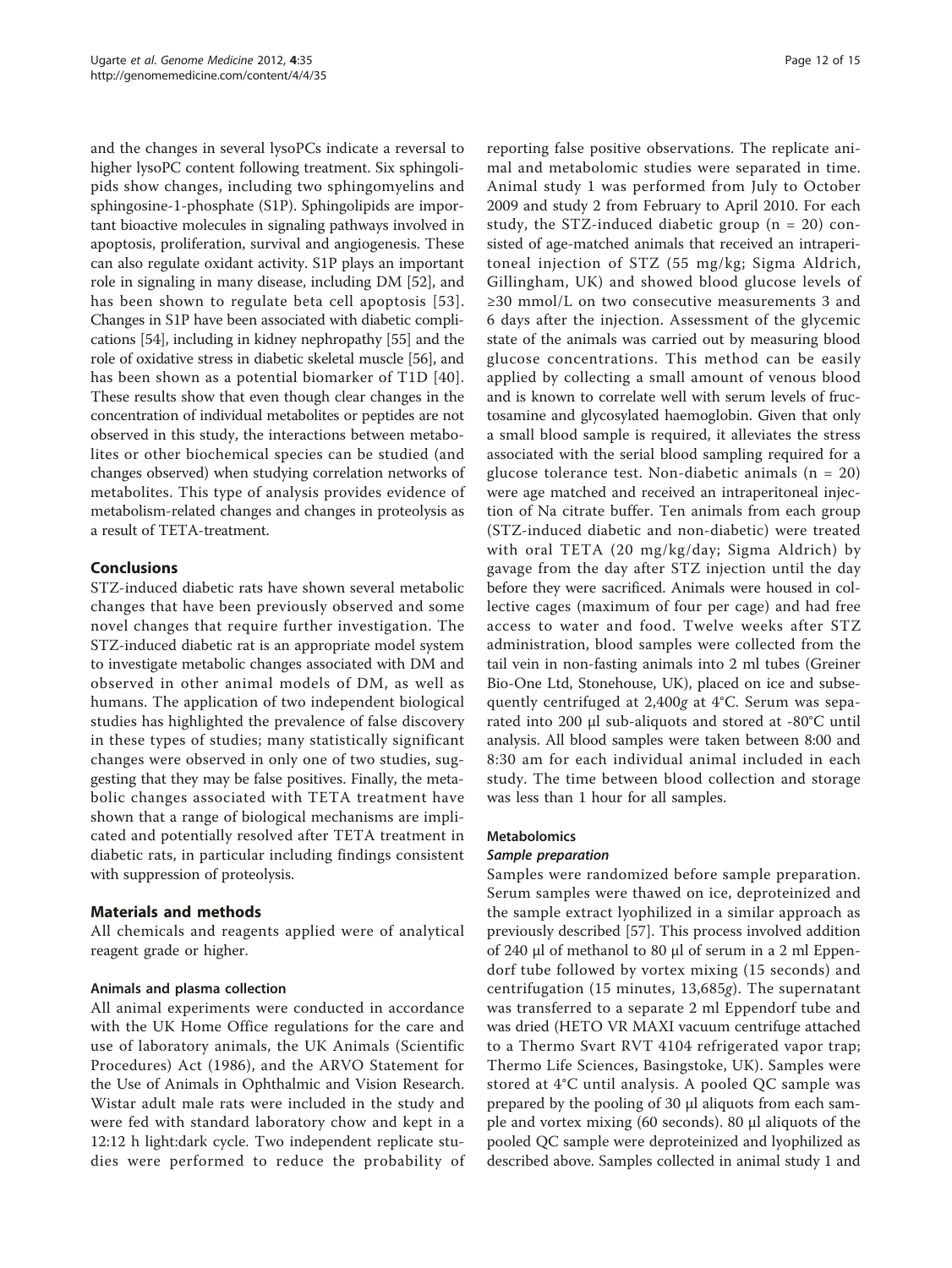and the changes in several lysoPCs indicate a reversal to higher lysoPC content following treatment. Six sphingolipids show changes, including two sphingomyelins and sphingosine-1-phosphate (S1P). Sphingolipids are important bioactive molecules in signaling pathways involved in apoptosis, proliferation, survival and angiogenesis. These can also regulate oxidant activity. S1P plays an important role in signaling in many disease, including DM [52], and has been shown to regulate beta cell apoptosis [53]. Changes in S1P have been associated with diabetic complications [54], including in kidney nephropathy [55] and the role of oxidative stress in diabetic skeletal muscle [56], and has been shown as a potential biomarker of T1D [40]. These results show that even though clear changes in the concentration of individual metabolites or peptides are not observed in this study, the interactions between metabolites or other biochemical species can be studied (and changes observed) when studying correlation networks of metabolites. This type of analysis provides evidence of metabolism-related changes and changes in proteolysis as a result of TETA-treatment.

## Conclusions

STZ-induced diabetic rats have shown several metabolic changes that have been previously observed and some novel changes that require further investigation. The STZ-induced diabetic rat is an appropriate model system to investigate metabolic changes associated with DM and observed in other animal models of DM, as well as humans. The application of two independent biological studies has highlighted the prevalence of false discovery in these types of studies; many statistically significant changes were observed in only one of two studies, suggesting that they may be false positives. Finally, the metabolic changes associated with TETA treatment have shown that a range of biological mechanisms are implicated and potentially resolved after TETA treatment in diabetic rats, in particular including findings consistent with suppression of proteolysis.

## Materials and methods

All chemicals and reagents applied were of analytical reagent grade or higher.

### Animals and plasma collection

All animal experiments were conducted in accordance with the UK Home Office regulations for the care and use of laboratory animals, the UK Animals (Scientific Procedures) Act (1986), and the ARVO Statement for the Use of Animals in Ophthalmic and Vision Research. Wistar adult male rats were included in the study and were fed with standard laboratory chow and kept in a 12:12 h light:dark cycle. Two independent replicate studies were performed to reduce the probability of reporting false positive observations. The replicate animal and metabolomic studies were separated in time. Animal study 1 was performed from July to October 2009 and study 2 from February to April 2010. For each study, the STZ-induced diabetic group (n = 20) consisted of age-matched animals that received an intraperitoneal injection of STZ (55 mg/kg; Sigma Aldrich, Gillingham, UK) and showed blood glucose levels of ≥30 mmol/L on two consecutive measurements 3 and 6 days after the injection. Assessment of the glycemic state of the animals was carried out by measuring blood glucose concentrations. This method can be easily applied by collecting a small amount of venous blood and is known to correlate well with serum levels of fructosamine and glycosylated haemoglobin. Given that only a small blood sample is required, it alleviates the stress associated with the serial blood sampling required for a glucose tolerance test. Non-diabetic animals (n = 20) were age matched and received an intraperitoneal injection of Na citrate buffer. Ten animals from each group (STZ-induced diabetic and non-diabetic) were treated with oral TETA (20 mg/kg/day; Sigma Aldrich) by gavage from the day after STZ injection until the day before they were sacrificed. Animals were housed in collective cages (maximum of four per cage) and had free access to water and food. Twelve weeks after STZ administration, blood samples were collected from the tail vein in non-fasting animals into 2 ml tubes (Greiner Bio-One Ltd, Stonehouse, UK), placed on ice and subsequently centrifuged at 2,400*g* at 4°C. Serum was separated into 200 μl sub-aliquots and stored at -80°C until analysis. All blood samples were taken between 8:00 and 8:30 am for each individual animal included in each study. The time between blood collection and storage was less than 1 hour for all samples.

### Metabolomics

#### *Sample preparation*

Samples were randomized before sample preparation. Serum samples were thawed on ice, deproteinized and the sample extract lyophilized in a similar approach as previously described [57]. This process involved addition of 240 μl of methanol to 80 μl of serum in a 2 ml Eppendorf tube followed by vortex mixing (15 seconds) and centrifugation (15 minutes, 13,685*g*). The supernatant was transferred to a separate 2 ml Eppendorf tube and was dried (HETO VR MAXI vacuum centrifuge attached to a Thermo Svart RVT 4104 refrigerated vapor trap; Thermo Life Sciences, Basingstoke, UK). Samples were stored at 4°C until analysis. A pooled QC sample was prepared by the pooling of 30 μl aliquots from each sample and vortex mixing (60 seconds). 80 μl aliquots of the pooled QC sample were deproteinized and lyophilized as described above. Samples collected in animal study 1 and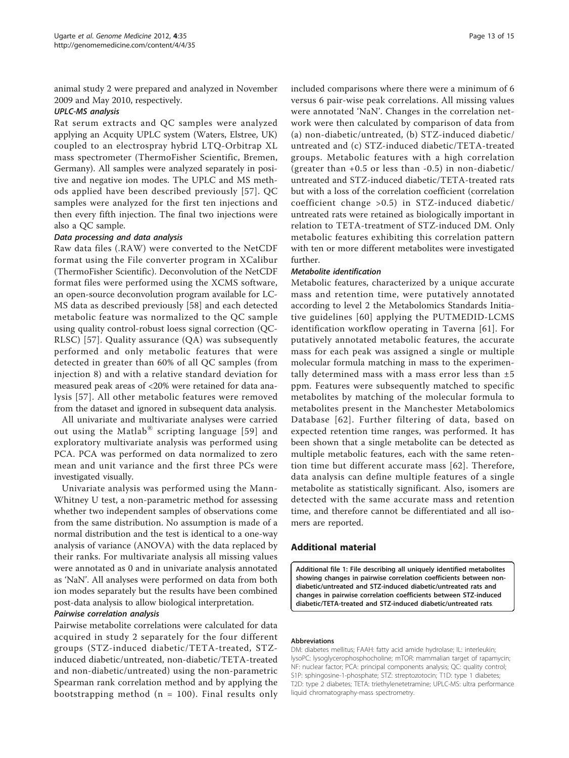animal study 2 were prepared and analyzed in November 2009 and May 2010, respectively.

***UPLC-MS analysis***

Rat serum extracts and QC samples were analyzed applying an Acquity UPLC system (Waters, Elstree, UK) coupled to an electrospray hybrid LTQ-Orbitrap XL mass spectrometer (ThermoFisher Scientific, Bremen, Germany). All samples were analyzed separately in positive and negative ion modes. The UPLC and MS methods applied have been described previously [57]. QC samples were analyzed for the first ten injections and then every fifth injection. The final two injections were also a QC sample.

***Data processing and data analysis***

Raw data files (.RAW) were converted to the NetCDF format using the File converter program in XCalibur (ThermoFisher Scientific). Deconvolution of the NetCDF format files were performed using the XCMS software, an open-source deconvolution program available for LC-MS data as described previously [58] and each detected metabolic feature was normalized to the QC sample using quality control-robust loess signal correction (QC-RLSC) [57]. Quality assurance (QA) was subsequently performed and only metabolic features that were detected in greater than 60% of all QC samples (from injection 8) and with a relative standard deviation for measured peak areas of <20% were retained for data analysis [57]. All other metabolic features were removed from the dataset and ignored in subsequent data analysis.

All univariate and multivariate analyses were carried out using the Matlab® scripting language [59] and exploratory multivariate analysis was performed using PCA. PCA was performed on data normalized to zero mean and unit variance and the first three PCs were investigated visually.

Univariate analysis was performed using the Mann-Whitney U test, a non-parametric method for assessing whether two independent samples of observations come from the same distribution. No assumption is made of a normal distribution and the test is identical to a one-way analysis of variance (ANOVA) with the data replaced by their ranks. For multivariate analysis all missing values were annotated as 0 and in univariate analysis annotated as 'NaN'. All analyses were performed on data from both ion modes separately but the results have been combined post-data analysis to allow biological interpretation.

***Pairwise correlation analysis***

Pairwise metabolite correlations were calculated for data acquired in study 2 separately for the four different groups (STZ-induced diabetic/TETA-treated, STZ-induced diabetic/untreated, non-diabetic/TETA-treated and non-diabetic/untreated) using the non-parametric Spearman rank correlation method and by applying the bootstrapping method ($n = 100$). Final results only included comparisons where there were a minimum of 6 versus 6 pair-wise peak correlations. All missing values were annotated 'NaN'. Changes in the correlation network were then calculated by comparison of data from (a) non-diabetic/untreated, (b) STZ-induced diabetic/untreated and (c) STZ-induced diabetic/TETA-treated groups. Metabolic features with a high correlation (greater than +0.5 or less than -0.5) in non-diabetic/untreated and STZ-induced diabetic/TETA-treated rats but with a loss of the correlation coefficient (correlation coefficient change >0.5) in STZ-induced diabetic/untreated rats were retained as biologically important in relation to TETA-treatment of STZ-induced DM. Only metabolic features exhibiting this correlation pattern with ten or more different metabolites were investigated further.

***Metabolite identification***

Metabolic features, characterized by a unique accurate mass and retention time, were putatively annotated according to level 2 the Metabolomics Standards Initiative guidelines [60] applying the PUTMEDID-LCMS identification workflow operating in Taverna [61]. For putatively annotated metabolic features, the accurate mass for each peak was assigned a single or multiple molecular formula matching in mass to the experimentally determined mass with a mass error less than ±5 ppm. Features were subsequently matched to specific metabolites by matching of the molecular formula to metabolites present in the Manchester Metabolomics Database [62]. Further filtering of data, based on expected retention time ranges, was performed. It has been shown that a single metabolite can be detected as multiple metabolic features, each with the same retention time but different accurate mass [62]. Therefore, data analysis can define multiple features of a single metabolite as statistically significant. Also, isomers are detected with the same accurate mass and retention time, and therefore cannot be differentiated and all isomers are reported.

## Additional material

**Additional file 1: File describing all uniquely identified metabolites showing changes in pairwise correlation coefficients between non-diabetic/untreated and STZ-induced diabetic/untreated rats and changes in pairwise correlation coefficients between STZ-induced diabetic/TETA-treated and STZ-induced diabetic/untreated rats**.

**Abbreviations**

DM: diabetes mellitus; FAAH: fatty acid amide hydrolase; IL: interleukin; lysoPC: lysoglycerophosphocholine; mTOR: mammalian target of rapamycin; NF: nuclear factor; PCA: principal components analysis; QC: quality control; S1P: sphingosine-1-phosphate; STZ: streptozotocin; T1D: type 1 diabetes; T2D: type 2 diabetes; TETA: triethylenetetramine; UPLC-MS: ultra performance liquid chromatography-mass spectrometry.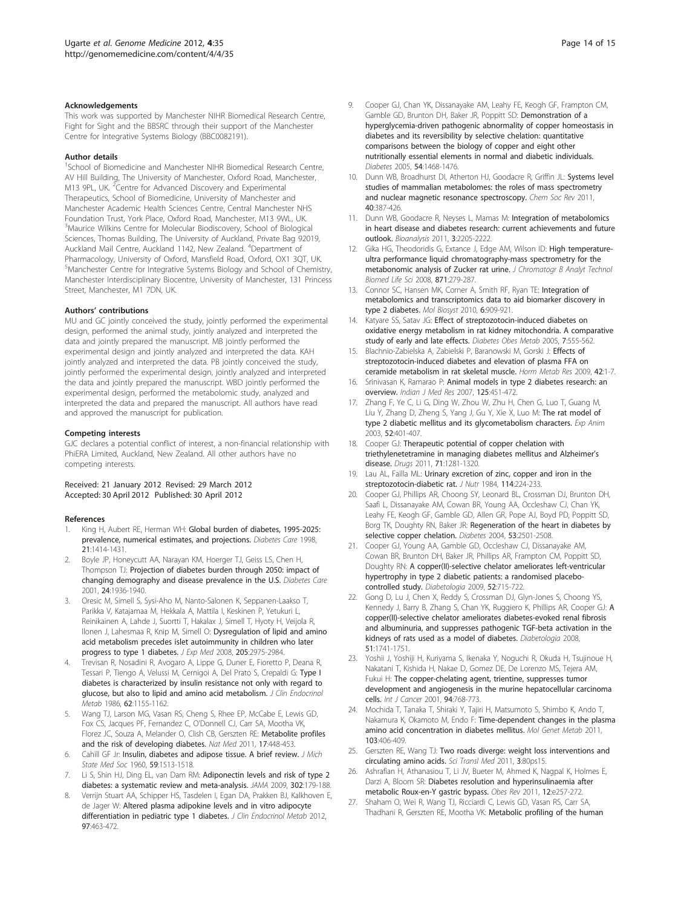#### Acknowledgements

This work was supported by Manchester NIHR Biomedical Research Centre, Fight for Sight and the BBSRC through their support of the Manchester Centre for Integrative Systems Biology (BBC0082191).

#### Author details

[1]School of Biomedicine and Manchester NIHR Biomedical Research Centre, AV Hill Building, The University of Manchester, Oxford Road, Manchester, M13 9PL, UK. [2]Centre for Advanced Discovery and Experimental Therapeutics, School of Biomedicine, University of Manchester and Manchester Academic Health Sciences Centre, Central Manchester NHS Foundation Trust, York Place, Oxford Road, Manchester, M13 9WL, UK. [3]Maurice Wilkins Centre for Molecular Biodiscovery, School of Biological Sciences, Thomas Building, The University of Auckland, Private Bag 92019, Auckland Mail Centre, Auckland 1142, New Zealand. [4]Department of Pharmacology, University of Oxford, Mansfield Road, Oxford, OX1 3QT, UK. [5]Manchester Centre for Integrative Systems Biology and School of Chemistry, Manchester Interdisciplinary Biocentre, University of Manchester, 131 Princess Street, Manchester, M1 7DN, UK.

#### Authors' contributions

MU and GC jointly conceived the study, jointly performed the experimental design, performed the animal study, jointly analyzed and interpreted the data and jointly prepared the manuscript. MB jointly performed the experimental design and jointly analyzed and interpreted the data. KAH jointly analyzed and interpreted the data. PB jointly conceived the study, jointly performed the experimental design, jointly analyzed and interpreted the data and jointly prepared the manuscript. WBD jointly performed the experimental design, performed the metabolomic study, analyzed and interpreted the data and prepared the manuscript. All authors have read and approved the manuscript for publication.

#### Competing interests

GJC declares a potential conflict of interest, a non-financial relationship with PhiERA Limited, Auckland, New Zealand. All other authors have no competing interests.

Received: 21 January 2012 Revised: 29 March 2012
Accepted: 30 April 2012 Published: 30 April 2012

#### References

1. King H, Aubert RE, Herman WH: **Global burden of diabetes, 1995-2025: prevalence, numerical estimates, and projections.** *Diabetes Care* 1998, **21**:1414-1431.
2. Boyle JP, Honeycutt AA, Narayan KM, Hoerger TJ, Geiss LS, Chen H, Thompson TJ: **Projection of diabetes burden through 2050: impact of changing demography and disease prevalence in the U.S.** *Diabetes Care* 2001, **24**:1936-1940.
3. Oresic M, Simell S, Sysi-Aho M, Nanto-Salonen K, Seppanen-Laakso T, Parikka V, Katajamaa M, Hekkala A, Mattila I, Keskinen P, Yetukuri L, Reinikainen A, Lahde J, Suortti T, Hakalax J, Simell T, Hyoty H, Veijola R, Ilonen J, Lahesmaa R, Knip M, Simell O: **Dysregulation of lipid and amino acid metabolism precedes islet autoimmunity in children who later progress to type 1 diabetes.** *J Exp Med* 2008, **205**:2975-2984.
4. Trevisan R, Nosadini R, Avogaro A, Lippe G, Duner E, Fioretto P, Deana R, Tessari P, Tiengo A, Velussi M, Cernigoi A, Del Prato S, Crepaldi G: **Type I diabetes is characterized by insulin resistance not only with regard to glucose, but also to lipid and amino acid metabolism.** *J Clin Endocrinol Metab* 1986, **62**:1155-1162.
5. Wang TJ, Larson MG, Vasan RS, Cheng S, Rhee EP, McCabe E, Lewis GD, Fox CS, Jacques PF, Fernandez C, O'Donnell CJ, Carr SA, Mootha VK, Florez JC, Souza A, Melander O, Clish CB, Gerszten RE: **Metabolite profiles and the risk of developing diabetes.** *Nat Med* 2011, **17**:448-453.
6. Cahill GF Jr: **Insulin, diabetes and adipose tissue. A brief review.** *J Mich State Med Soc* 1960, **59**:1513-1518.
7. Li S, Shin HJ, Ding EL, van Dam RM: **Adiponectin levels and risk of type 2 diabetes: a systematic review and meta-analysis.** *JAMA* 2009, **302**:179-188.
8. Verrijn Stuart AA, Schipper HS, Tasdelen I, Egan DA, Prakken BJ, Kalkhoven E, de Jager W: **Altered plasma adipokine levels and in vitro adipocyte differentiation in pediatric type 1 diabetes.** *J Clin Endocrinol Metab* 2012, **97**:463-472.
9. Cooper GJ, Chan YK, Dissanayake AM, Leahy FE, Keogh GF, Frampton CM, Gamble GD, Brunton DH, Baker JR, Poppitt SD: **Demonstration of a hyperglycemia-driven pathogenic abnormality of copper homeostasis in diabetes and its reversibility by selective chelation: quantitative comparisons between the biology of copper and eight other nutritionally essential elements in normal and diabetic individuals.** *Diabetes* 2005, **54**:1468-1476.
10. Dunn WB, Broadhurst DI, Atherton HJ, Goodacre R, Griffin JL: **Systems level studies of mammalian metabolomes: the roles of mass spectrometry and nuclear magnetic resonance spectroscopy.** *Chem Soc Rev* 2011, **40**:387-426.
11. Dunn WB, Goodacre R, Neyses L, Mamas M: **Integration of metabolomics in heart disease and diabetes research: current achievements and future outlook.** *Bioanalysis* 2011, **3**:2205-2222.
12. Gika HG, Theodoridis G, Extance J, Edge AM, Wilson ID: **High temperature-ultra performance liquid chromatography-mass spectrometry for the metabonomic analysis of Zucker rat urine.** *J Chromatogr B Analyt Technol Biomed Life Sci* 2008, **871**:279-287.
13. Connor SC, Hansen MK, Corner A, Smith RF, Ryan TE: **Integration of metabolomics and transcriptomics data to aid biomarker discovery in type 2 diabetes.** *Mol Biosyst* 2010, **6**:909-921.
14. Katyare SS, Satav JG: **Effect of streptozotocin-induced diabetes on oxidative energy metabolism in rat kidney mitochondria. A comparative study of early and late effects.** *Diabetes Obes Metab* 2005, **7**:555-562.
15. Blachnio-Zabielska A, Zabielski P, Baranowski M, Gorski J: **Effects of streptozotocin-induced diabetes and elevation of plasma FFA on ceramide metabolism in rat skeletal muscle.** *Horm Metab Res* 2009, **42**:1-7.
16. Srinivasan K, Ramarao P: **Animal models in type 2 diabetes research: an overview.** *Indian J Med Res* 2007, **125**:451-472.
17. Zhang F, Ye C, Li G, Ding W, Zhou W, Zhu H, Chen G, Luo T, Guang M, Liu Y, Zhang D, Zheng S, Yang J, Gu Y, Xie X, Luo M: **The rat model of type 2 diabetic mellitus and its glycometabolism characters.** *Exp Anim* 2003, **52**:401-407.
18. Cooper GJ: **Therapeutic potential of copper chelation with triethylenetetramine in managing diabetes mellitus and Alzheimer's disease.** *Drugs* 2011, **71**:1281-1320.
19. Lau AL, Failla ML: **Urinary excretion of zinc, copper and iron in the streptozotocin-diabetic rat.** *J Nutr* 1984, **114**:224-233.
20. Cooper GJ, Phillips AR, Choong SY, Leonard BL, Crossman DJ, Brunton DH, Saafi L, Dissanayake AM, Cowan BR, Young AA, Occleshaw CJ, Chan YK, Leahy FE, Keogh GF, Gamble GD, Allen GR, Pope AJ, Boyd PD, Poppitt SD, Borg TK, Doughty RN, Baker JR: **Regeneration of the heart in diabetes by selective copper chelation.** *Diabetes* 2004, **53**:2501-2508.
21. Cooper GJ, Young AA, Gamble GD, Occleshaw CJ, Dissanayake AM, Cowan BR, Brunton DH, Baker JR, Phillips AR, Frampton CM, Poppitt SD, Doughty RN: **A copper(II)-selective chelator ameliorates left-ventricular hypertrophy in type 2 diabetic patients: a randomised placebo-controlled study.** *Diabetologia* 2009, **52**:715-722.
22. Gong D, Lu J, Chen X, Reddy S, Crossman DJ, Glyn-Jones S, Choong YS, Kennedy J, Barry B, Zhang S, Chan YK, Ruggiero K, Phillips AR, Cooper GJ: **A copper(II)-selective chelator ameliorates diabetes-evoked renal fibrosis and albuminuria, and suppresses pathogenic TGF-beta activation in the kidneys of rats used as a model of diabetes.** *Diabetologia* 2008, **51**:1741-1751.
23. Yoshii J, Yoshiji H, Kuriyama S, Ikenaka Y, Noguchi R, Okuda H, Tsujinoue H, Nakatani T, Kishida H, Nakae D, Gomez DE, De Lorenzo MS, Tejera AM, Fukui H: **The copper-chelating agent, trientine, suppresses tumor development and angiogenesis in the murine hepatocellular carcinoma cells.** *Int J Cancer* 2001, **94**:768-773.
24. Mochida T, Tanaka T, Shiraki Y, Tajiri H, Matsumoto S, Shimbo K, Ando T, Nakamura K, Okamoto M, Endo F: **Time-dependent changes in the plasma amino acid concentration in diabetes mellitus.** *Mol Genet Metab* 2011, **103**:406-409.
25. Gerszten RE, Wang TJ: **Two roads diverge: weight loss interventions and circulating amino acids.** *Sci Transl Med* 2011, **3**:80ps15.
26. Ashrafian H, Athanasiou T, Li JV, Bueter M, Ahmed K, Nagpal K, Holmes E, Darzi A, Bloom SR: **Diabetes resolution and hyperinsulinaemia after metabolic Roux-en-Y gastric bypass.** *Obes Rev* 2011, **12**:e257-272.
27. Shaham O, Wei R, Wang TJ, Ricciardi C, Lewis GD, Vasan RS, Carr SA, Thadhani R, Gerszten RE, Mootha VK: **Metabolic profiling of the human**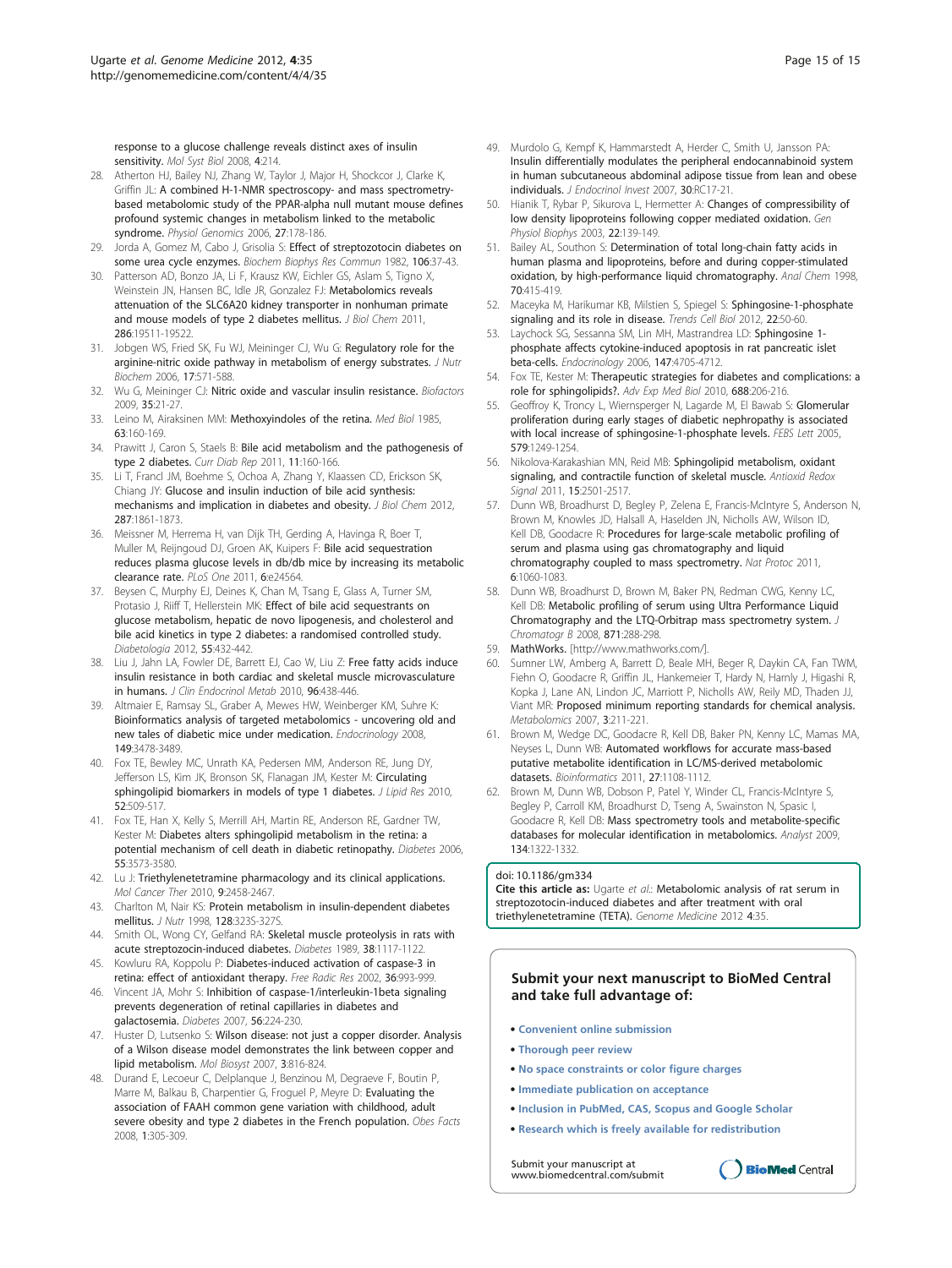response to a glucose challenge reveals distinct axes of insulin sensitivity. *Mol Syst Biol* 2008, 4:214.

28. Atherton HJ, Bailey NJ, Zhang W, Taylor J, Major H, Shockcor J, Clarke K, Griffin JL: A combined H-1-NMR spectroscopy- and mass spectrometry-based metabolomic study of the PPAR-alpha null mutant mouse defines profound systemic changes in metabolism linked to the metabolic syndrome. *Physiol Genomics* 2006, 27:178-186.
29. Jorda A, Gomez M, Cabo J, Grisolia S: Effect of streptozotocin diabetes on some urea cycle enzymes. *Biochem Biophys Res Commun* 1982, 106:37-43.
30. Patterson AD, Bonzo JA, Li F, Krausz KW, Eichler GS, Aslam S, Tigno X, Weinstein JN, Hansen BC, Idle JR, Gonzalez FJ: Metabolomics reveals attenuation of the SLC6A20 kidney transporter in nonhuman primate and mouse models of type 2 diabetes mellitus. *J Biol Chem* 2011, 286:19511-19522.
31. Jobgen WS, Fried SK, Fu WJ, Meininger CJ, Wu G: Regulatory role for the arginine-nitric oxide pathway in metabolism of energy substrates. *J Nutr Biochem* 2006, 17:571-588.
32. Wu G, Meininger CJ: Nitric oxide and vascular insulin resistance. *Biofactors* 2009, 35:21-27.
33. Leino M, Airaksinen MM: Methoxyindoles of the retina. *Med Biol* 1985, 63:160-169.
34. Prawitt J, Caron S, Staels B: Bile acid metabolism and the pathogenesis of type 2 diabetes. *Curr Diab Rep* 2011, 11:160-166.
35. Li T, Francl JM, Boehme S, Ochoa A, Zhang Y, Klaassen CD, Erickson SK, Chiang JY: Glucose and insulin induction of bile acid synthesis: mechanisms and implication in diabetes and obesity. *J Biol Chem* 2012, 287:1861-1873.
36. Meissner M, Herrema H, van Dijk TH, Gerding A, Havinga R, Boer T, Muller M, Reijngoud DJ, Groen AK, Kuipers F: Bile acid sequestration reduces plasma glucose levels in db/db mice by increasing its metabolic clearance rate. *PLoS One* 2011, 6:e24564.
37. Beysen C, Murphy EJ, Deines K, Chan M, Tsang E, Glass A, Turner SM, Protasio J, Riiff T, Hellerstein MK: Effect of bile acid sequestrants on glucose metabolism, hepatic de novo lipogenesis, and cholesterol and bile acid kinetics in type 2 diabetes: a randomised controlled study. *Diabetologia* 2012, 55:432-442.
38. Liu J, Jahn LA, Fowler DE, Barrett EJ, Cao W, Liu Z: Free fatty acids induce insulin resistance in both cardiac and skeletal muscle microvasculature in humans. *J Clin Endocrinol Metab* 2010, 96:438-446.
39. Altmaier E, Ramsay SL, Graber A, Mewes HW, Weinberger KM, Suhre K: Bioinformatics analysis of targeted metabolomics - uncovering old and new tales of diabetic mice under medication. *Endocrinology* 2008, 149:3478-3489.
40. Fox TE, Bewley MC, Unrath KA, Pedersen MM, Anderson RE, Jung DY, Jefferson LS, Kim JK, Bronson SK, Flanagan JM, Kester M: Circulating sphingolipid biomarkers in models of type 1 diabetes. *J Lipid Res* 2010, 52:509-517.
41. Fox TE, Han X, Kelly S, Merrill AH, Martin RE, Anderson RE, Gardner TW, Kester M: Diabetes alters sphingolipid metabolism in the retina: a potential mechanism of cell death in diabetic retinopathy. *Diabetes* 2006, 55:3573-3580.
42. Lu J: Triethylenetetramine pharmacology and its clinical applications. *Mol Cancer Ther* 2010, 9:2458-2467.
43. Charlton M, Nair KS: Protein metabolism in insulin-dependent diabetes mellitus. *J Nutr* 1998, 128:323S-327S.
44. Smith OL, Wong CY, Gelfand RA: Skeletal muscle proteolysis in rats with acute streptozocin-induced diabetes. *Diabetes* 1989, 38:1117-1122.
45. Kowluru RA, Koppolu P: Diabetes-induced activation of caspase-3 in retina: effect of antioxidant therapy. *Free Radic Res* 2002, 36:993-999.
46. Vincent JA, Mohr S: Inhibition of caspase-1/interleukin-1beta signaling prevents degeneration of retinal capillaries in diabetes and galactosemia. *Diabetes* 2007, 56:224-230.
47. Huster D, Lutsenko S: Wilson disease: not just a copper disorder. Analysis of a Wilson disease model demonstrates the link between copper and lipid metabolism. *Mol Biosyst* 2007, 3:816-824.
48. Durand E, Lecoeur C, Delplanque J, Benzinou M, Degraeve F, Boutin P, Marre M, Balkau B, Charpentier G, Froguel P, Meyre D: Evaluating the association of FAAH common gene variation with childhood, adult severe obesity and type 2 diabetes in the French population. *Obes Facts* 2008, 1:305-309.
49. Murdolo G, Kempf K, Hammarstedt A, Herder C, Smith U, Jansson PA: Insulin differentially modulates the peripheral endocannabinoid system in human subcutaneous abdominal adipose tissue from lean and obese individuals. *J Endocrinol Invest* 2007, 30:RC17-21.
50. Hianik T, Rybar P, Sikurova L, Hermetter A: Changes of compressibility of low density lipoproteins following copper mediated oxidation. *Gen Physiol Biophys* 2003, 22:139-149.
51. Bailey AL, Southon S: Determination of total long-chain fatty acids in human plasma and lipoproteins, before and during copper-stimulated oxidation, by high-performance liquid chromatography. *Anal Chem* 1998, 70:415-419.
52. Maceyka M, Harikumar KB, Milstien S, Spiegel S: Sphingosine-1-phosphate signaling and its role in disease. *Trends Cell Biol* 2012, 22:50-60.
53. Laychock SG, Sessanna SM, Lin MH, Mastrandrea LD: Sphingosine 1-phosphate affects cytokine-induced apoptosis in rat pancreatic islet beta-cells. *Endocrinology* 2006, 147:4705-4712.
54. Fox TE, Kester M: Therapeutic strategies for diabetes and complications: a role for sphingolipids?. *Adv Exp Med Biol* 2010, 688:206-216.
55. Geoffroy K, Troncy L, Wiernsperger N, Lagarde M, El Bawab S: Glomerular proliferation during early stages of diabetic nephropathy is associated with local increase of sphingosine-1-phosphate levels. *FEBS Lett* 2005, 579:1249-1254.
56. Nikolova-Karakashian MN, Reid MB: Sphingolipid metabolism, oxidant signaling, and contractile function of skeletal muscle. *Antioxid Redox Signal* 2011, 15:2501-2517.
57. Dunn WB, Broadhurst D, Begley P, Zelena E, Francis-McIntyre S, Anderson N, Brown M, Knowles JD, Halsall A, Haselden JN, Nicholls AW, Wilson ID, Kell DB, Goodacre R: Procedures for large-scale metabolic profiling of serum and plasma using gas chromatography and liquid chromatography coupled to mass spectrometry. *Nat Protoc* 2011, 6:1060-1083.
58. Dunn WB, Broadhurst D, Brown M, Baker PN, Redman CWG, Kenny LC, Kell DB: Metabolic profiling of serum using Ultra Performance Liquid Chromatography and the LTQ-Orbitrap mass spectrometry system. *J Chromatogr B* 2008, 871:288-298.
59. MathWorks. [http://www.mathworks.com/].
60. Sumner LW, Amberg A, Barrett D, Beale MH, Beger R, Daykin CA, Fan TWM, Fiehn O, Goodacre R, Griffin JL, Hankemeier T, Hardy N, Harnly J, Higashi R, Kopka J, Lane AN, Lindon JC, Marriott P, Nicholls AW, Reily MD, Thaden JJ, Viant MR: Proposed minimum reporting standards for chemical analysis. *Metabolomics* 2007, 3:211-221.
61. Brown M, Wedge DC, Goodacre R, Kell DB, Baker PN, Kenny LC, Mamas MA, Neyses L, Dunn WB: Automated workflows for accurate mass-based putative metabolite identification in LC/MS-derived metabolomic datasets. *Bioinformatics* 2011, 27:1108-1112.
62. Brown M, Dunn WB, Dobson P, Patel Y, Winder CL, Francis-McIntyre S, Begley P, Carroll KM, Broadhurst D, Tseng A, Swainston N, Spasic I, Goodacre R, Kell DB: Mass spectrometry tools and metabolite-specific databases for molecular identification in metabolomics. *Analyst* 2009, 134:1322-1332.

doi: 10.1186/gm334
**Cite this article as:** Ugarte *et al.*: Metabolomic analysis of rat serum in streptozotocin-induced diabetes and after treatment with oral triethylenetetramine (TETA). *Genome Medicine* 2012 4:35.

**Submit your next manuscript to BioMed Central and take full advantage of:**

- Convenient online submission
- Thorough peer review
- No space constraints or color figure charges
- Immediate publication on acceptance
- Inclusion in PubMed, CAS, Scopus and Google Scholar
- Research which is freely available for redistribution

Submit your manuscript at www.biomedcentral.com/submit

BioMed Central